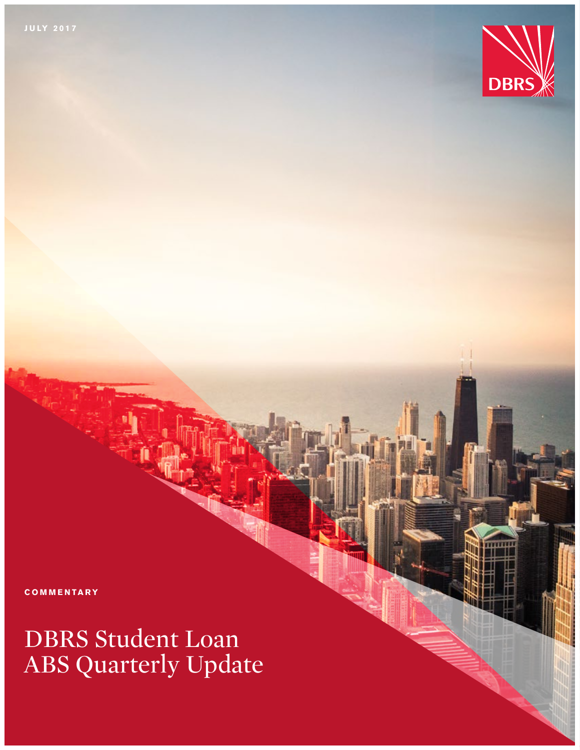JULY 2017

DBRS

COMMENTARY

# DBRS Student Loan ABS Quarterly Update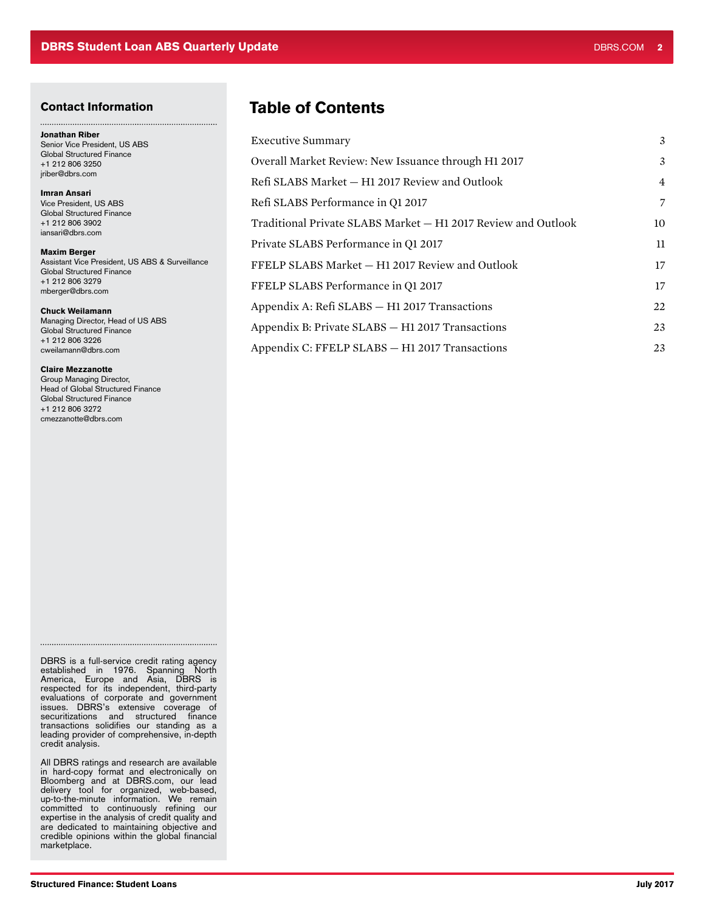## Contact Information

**Jonathan Riber**
Senior Vice President, US ABS
Global Structured Finance
+1 212 806 3250
jriber@dbrs.com

**Imran Ansari**
Vice President, US ABS
Global Structured Finance
+1 212 806 3902
iansari@dbrs.com

**Maxim Berger**
Assistant Vice President, US ABS & Surveillance
Global Structured Finance
+1 212 806 3279
mberger@dbrs.com

**Chuck Weilamann**
Managing Director, Head of US ABS
Global Structured Finance
+1 212 806 3226
cweilamann@dbrs.com

**Claire Mezzanotte**
Group Managing Director,
Head of Global Structured Finance
Global Structured Finance
+1 212 806 3272
cmezzanotte@dbrs.com

DBRS is a full-service credit rating agency established in 1976. Spanning North America, Europe and Asia, DBRS is respected for its independent, third-party evaluations of corporate and government issues. DBRS's extensive coverage of securitizations and structured finance transactions solidifies our standing as a leading provider of comprehensive, in-depth credit analysis.

All DBRS ratings and research are available in hard-copy format and electronically on Bloomberg and at DBRS.com, our lead delivery tool for organized, web-based, up-to-the-minute information. We remain committed to continuously refining our expertise in the analysis of credit quality and are dedicated to maintaining objective and credible opinions within the global financial marketplace.

# Table of Contents

| | |
|---|---|
| Executive Summary | 3 |
| Overall Market Review: New Issuance through H1 2017 | 3 |
| Refi SLABS Market — H1 2017 Review and Outlook | 4 |
| Refi SLABS Performance in Q1 2017 | 7 |
| Traditional Private SLABS Market — H1 2017 Review and Outlook | 10 |
| Private SLABS Performance in Q1 2017 | 11 |
| FFELP SLABS Market — H1 2017 Review and Outlook | 17 |
| FFELP SLABS Performance in Q1 2017 | 17 |
| Appendix A: Refi SLABS — H1 2017 Transactions | 22 |
| Appendix B: Private SLABS — H1 2017 Transactions | 23 |
| Appendix C: FFELP SLABS — H1 2017 Transactions | 23 |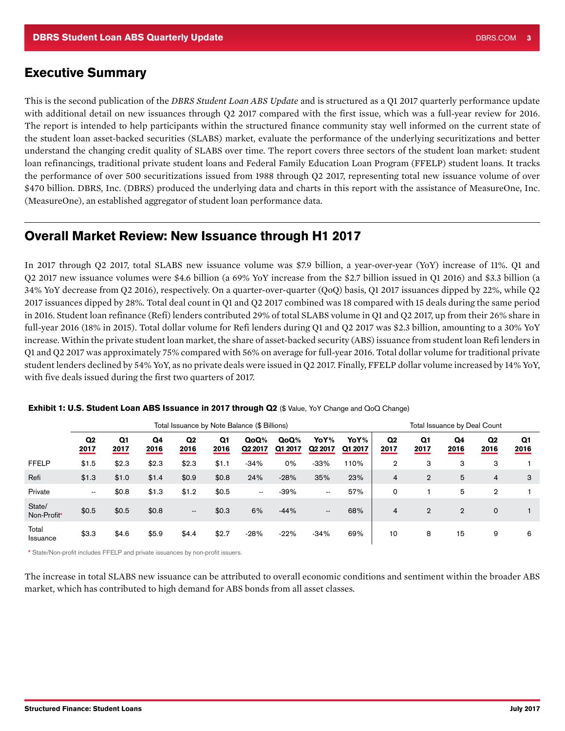## Executive Summary

This is the second publication of the *DBRS Student Loan ABS Update* and is structured as a Q1 2017 quarterly performance update with additional detail on new issuances through Q2 2017 compared with the first issue, which was a full-year review for 2016. The report is intended to help participants within the structured finance community stay well informed on the current state of the student loan asset-backed securities (SLABS) market, evaluate the performance of the underlying securitizations and better understand the changing credit quality of SLABS over time. The report covers three sectors of the student loan market: student loan refinancings, traditional private student loans and Federal Family Education Loan Program (FFELP) student loans. It tracks the performance of over 500 securitizations issued from 1988 through Q2 2017, representing total new issuance volume of over $470 billion. DBRS, Inc. (DBRS) produced the underlying data and charts in this report with the assistance of MeasureOne, Inc. (MeasureOne), an established aggregator of student loan performance data.

## Overall Market Review: New Issuance through H1 2017

In 2017 through Q2 2017, total SLABS new issuance volume was $7.9 billion, a year-over-year (YoY) increase of 11%. Q1 and Q2 2017 new issuance volumes were $4.6 billion (a 69% YoY increase from the $2.7 billion issued in Q1 2016) and $3.3 billion (a 34% YoY decrease from Q2 2016), respectively. On a quarter-over-quarter (QoQ) basis, Q1 2017 issuances dipped by 22%, while Q2 2017 issuances dipped by 28%. Total deal count in Q1 and Q2 2017 combined was 18 compared with 15 deals during the same period in 2016. Student loan refinance (Refi) lenders contributed 29% of total SLABS volume in Q1 and Q2 2017, up from their 26% share in full-year 2016 (18% in 2015). Total dollar volume for Refi lenders during Q1 and Q2 2017 was $2.3 billion, amounting to a 30% YoY increase. Within the private student loan market, the share of asset-backed security (ABS) issuance from student loan Refi lenders in Q1 and Q2 2017 was approximately 75% compared with 56% on average for full-year 2016. Total dollar volume for traditional private student lenders declined by 54% YoY, as no private deals were issued in Q2 2017. Finally, FFELP dollar volume increased by 14% YoY, with five deals issued during the first two quarters of 2017.

**Exhibit 1: U.S. Student Loan ABS Issuance in 2017 through Q2** ($ Value, YoY Change and QoQ Change)

| | Total Issuance by Note Balance ($ Billions) | | | | | | | | | Total Issuance by Deal Count | | | | |
|---|---|---|---|---|---|---|---|---|---|---|---|---|---|---|
| | Q2 2017 | Q1 2017 | Q4 2016 | Q2 2016 | Q1 2016 | QoQ% Q2 2017 | QoQ% Q1 2017 | YoY% Q2 2017 | YoY% Q1 2017 | Q2 2017 | Q1 2017 | Q4 2016 | Q2 2016 | Q1 2016 |
| FFELP | $1.5 | $2.3 | $2.3 | $2.3 | $1.1 | -34% | 0% | -33% | 110% | 2 | 3 | 3 | 3 | 1 |
| Refi | $1.3 | $1.0 | $1.4 | $0.9 | $0.8 | 24% | -28% | 35% | 23% | 4 | 2 | 5 | 4 | 3 |
| Private | -- | $0.8 | $1.3 | $1.2 | $0.5 | -- | -39% | -- | 57% | 0 | 1 | 5 | 2 | 1 |
| State/ Non-Profit* | $0.5 | $0.5 | $0.8 | -- | $0.3 | 6% | -44% | -- | 68% | 4 | 2 | 2 | 0 | 1 |
| Total Issuance | $3.3 | $4.6 | $5.9 | $4.4 | $2.7 | -28% | -22% | -34% | 69% | 10 | 8 | 15 | 9 | 6 |

\* State/Non-profit includes FFELP and private issuances by non-profit issuers.

The increase in total SLABS new issuance can be attributed to overall economic conditions and sentiment within the broader ABS market, which has contributed to high demand for ABS bonds from all asset classes.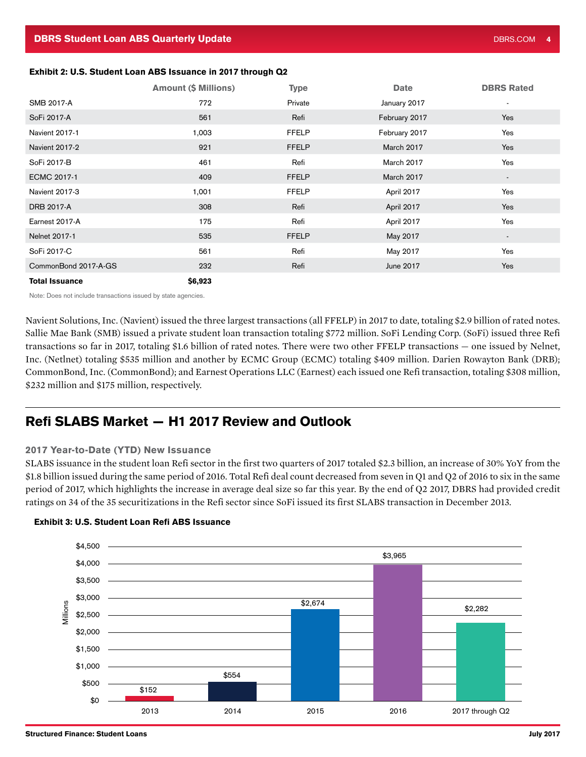**Exhibit 2: U.S. Student Loan ABS Issuance in 2017 through Q2**

| | Amount ($ Millions) | Type | Date | DBRS Rated |
|---|---|---|---|---|
| SMB 2017-A | 772 | Private | January 2017 | - |
| SoFi 2017-A | 561 | Refi | February 2017 | Yes |
| Navient 2017-1 | 1,003 | FFELP | February 2017 | Yes |
| Navient 2017-2 | 921 | FFELP | March 2017 | Yes |
| SoFi 2017-B | 461 | Refi | March 2017 | Yes |
| ECMC 2017-1 | 409 | FFELP | March 2017 | - |
| Navient 2017-3 | 1,001 | FFELP | April 2017 | Yes |
| DRB 2017-A | 308 | Refi | April 2017 | Yes |
| Earnest 2017-A | 175 | Refi | April 2017 | Yes |
| Nelnet 2017-1 | 535 | FFELP | May 2017 | - |
| SoFi 2017-C | 561 | Refi | May 2017 | Yes |
| CommonBond 2017-A-GS | 232 | Refi | June 2017 | Yes |
| **Total Issuance** | **$6,923** | | | |

Note: Does not include transactions issued by state agencies.

Navient Solutions, Inc. (Navient) issued the three largest transactions (all FFELP) in 2017 to date, totaling $2.9 billion of rated notes. Sallie Mae Bank (SMB) issued a private student loan transaction totaling $772 million. SoFi Lending Corp. (SoFi) issued three Refi transactions so far in 2017, totaling $1.6 billion of rated notes. There were two other FFELP transactions — one issued by Nelnet, Inc. (Netlnet) totaling $535 million and another by ECMC Group (ECMC) totaling $409 million. Darien Rowayton Bank (DRB); CommonBond, Inc. (CommonBond); and Earnest Operations LLC (Earnest) each issued one Refi transaction, totaling $308 million, $232 million and $175 million, respectively.

## Refi SLABS Market — H1 2017 Review and Outlook

### 2017 Year-to-Date (YTD) New Issuance

SLABS issuance in the student loan Refi sector in the first two quarters of 2017 totaled $2.3 billion, an increase of 30% YoY from the $1.8 billion issued during the same period of 2016. Total Refi deal count decreased from seven in Q1 and Q2 of 2016 to six in the same period of 2017, which highlights the increase in average deal size so far this year. By the end of Q2 2017, DBRS had provided credit ratings on 34 of the 35 securitizations in the Refi sector since SoFi issued its first SLABS transaction in December 2013.

**Exhibit 3: U.S. Student Loan Refi ABS Issuance**

| Year | Millions |
|---|---|
| 2013 | $152 |
| 2014 | $554 |
| 2015 | $2,674 |
| 2016 | $3,965 |
| 2017 through Q2 | $2,282 |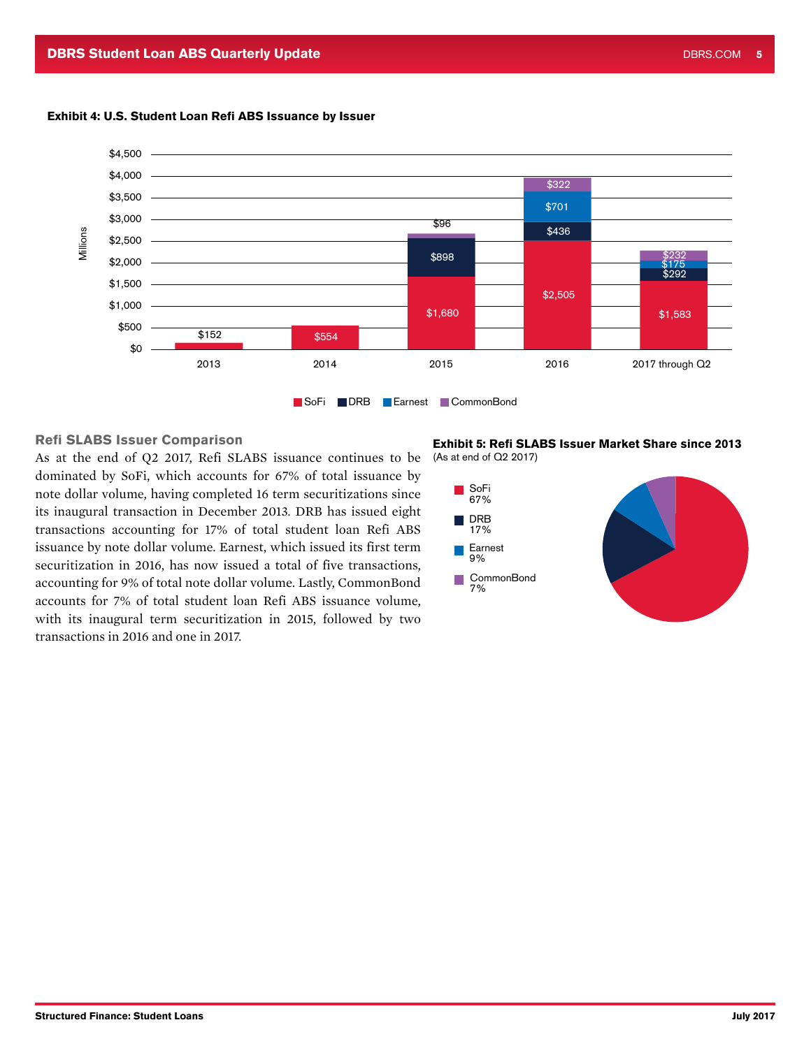**Exhibit 4: U.S. Student Loan Refi ABS Issuance by Issuer**

| Millions | 2013 | 2014 | 2015 | 2016 | 2017 through Q2 |
|---|---|---|---|---|---|
| SoFi | $152 | $554 | $1,680 | $2,505 | $1,583 |
| DRB | | | $898 | $436 | $292 |
| Earnest | | | | $701 | $175 |
| CommonBond | | | $96 | $322 | $232 |

## Refi SLABS Issuer Comparison

As at the end of Q2 2017, Refi SLABS issuance continues to be dominated by SoFi, which accounts for 67% of total issuance by note dollar volume, having completed 16 term securitizations since its inaugural transaction in December 2013. DRB has issued eight transactions accounting for 17% of total student loan Refi ABS issuance by note dollar volume. Earnest, which issued its first term securitization in 2016, has now issued a total of five transactions, accounting for 9% of total note dollar volume. Lastly, CommonBond accounts for 7% of total student loan Refi ABS issuance volume, with its inaugural term securitization in 2015, followed by two transactions in 2016 and one in 2017.

**Exhibit 5: Refi SLABS Issuer Market Share since 2013**
(As at end of Q2 2017)

| Issuer | Share |
|---|---|
| SoFi | 67% |
| DRB | 17% |
| Earnest | 9% |
| CommonBond | 7% |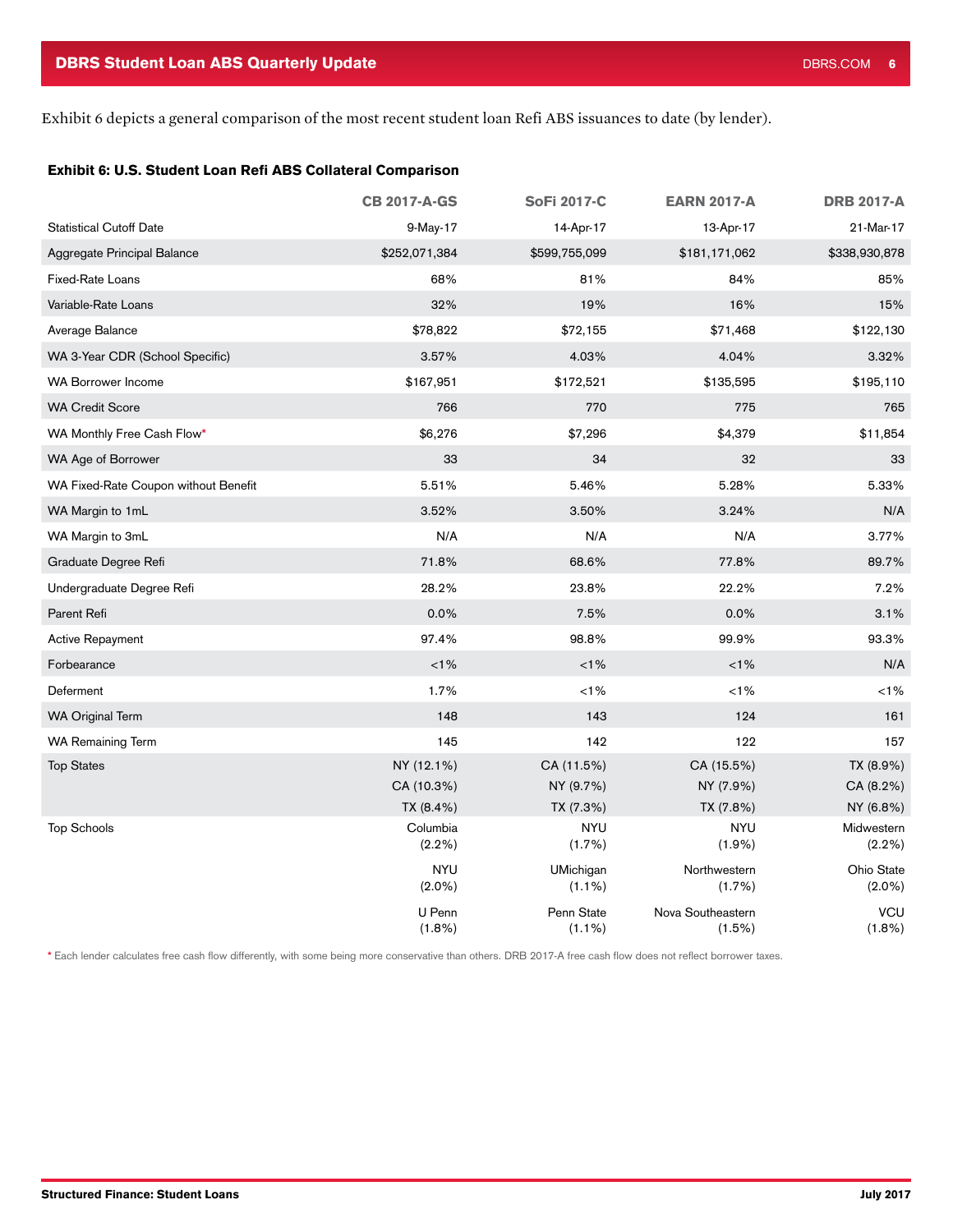Exhibit 6 depicts a general comparison of the most recent student loan Refi ABS issuances to date (by lender).

**Exhibit 6: U.S. Student Loan Refi ABS Collateral Comparison**

| | CB 2017-A-GS | SoFi 2017-C | EARN 2017-A | DRB 2017-A |
|---|---|---|---|---|
| Statistical Cutoff Date | 9-May-17 | 14-Apr-17 | 13-Apr-17 | 21-Mar-17 |
| Aggregate Principal Balance | $252,071,384 | $599,755,099 | $181,171,062 | $338,930,878 |
| Fixed-Rate Loans | 68% | 81% | 84% | 85% |
| Variable-Rate Loans | 32% | 19% | 16% | 15% |
| Average Balance | $78,822 | $72,155 | $71,468 | $122,130 |
| WA 3-Year CDR (School Specific) | 3.57% | 4.03% | 4.04% | 3.32% |
| WA Borrower Income | $167,951 | $172,521 | $135,595 | $195,110 |
| WA Credit Score | 766 | 770 | 775 | 765 |
| WA Monthly Free Cash Flow* | $6,276 | $7,296 | $4,379 | $11,854 |
| WA Age of Borrower | 33 | 34 | 32 | 33 |
| WA Fixed-Rate Coupon without Benefit | 5.51% | 5.46% | 5.28% | 5.33% |
| WA Margin to 1mL | 3.52% | 3.50% | 3.24% | N/A |
| WA Margin to 3mL | N/A | N/A | N/A | 3.77% |
| Graduate Degree Refi | 71.8% | 68.6% | 77.8% | 89.7% |
| Undergraduate Degree Refi | 28.2% | 23.8% | 22.2% | 7.2% |
| Parent Refi | 0.0% | 7.5% | 0.0% | 3.1% |
| Active Repayment | 97.4% | 98.8% | 99.9% | 93.3% |
| Forbearance | <1% | <1% | <1% | N/A |
| Deferment | 1.7% | <1% | <1% | <1% |
| WA Original Term | 148 | 143 | 124 | 161 |
| WA Remaining Term | 145 | 142 | 122 | 157 |
| Top States | NY (12.1%)<br>CA (10.3%)<br>TX (8.4%) | CA (11.5%)<br>NY (9.7%)<br>TX (7.3%) | CA (15.5%)<br>NY (7.9%)<br>TX (7.8%) | TX (8.9%)<br>CA (8.2%)<br>NY (6.8%) |
| Top Schools | Columbia (2.2%)<br>NYU (2.0%)<br>U Penn (1.8%) | NYU (1.7%)<br>UMichigan (1.1%)<br>Penn State (1.1%) | NYU (1.9%)<br>Northwestern (1.7%)<br>Nova Southeastern (1.5%) | Midwestern (2.2%)<br>Ohio State (2.0%)<br>VCU (1.8%) |

\* Each lender calculates free cash flow differently, with some being more conservative than others. DRB 2017-A free cash flow does not reflect borrower taxes.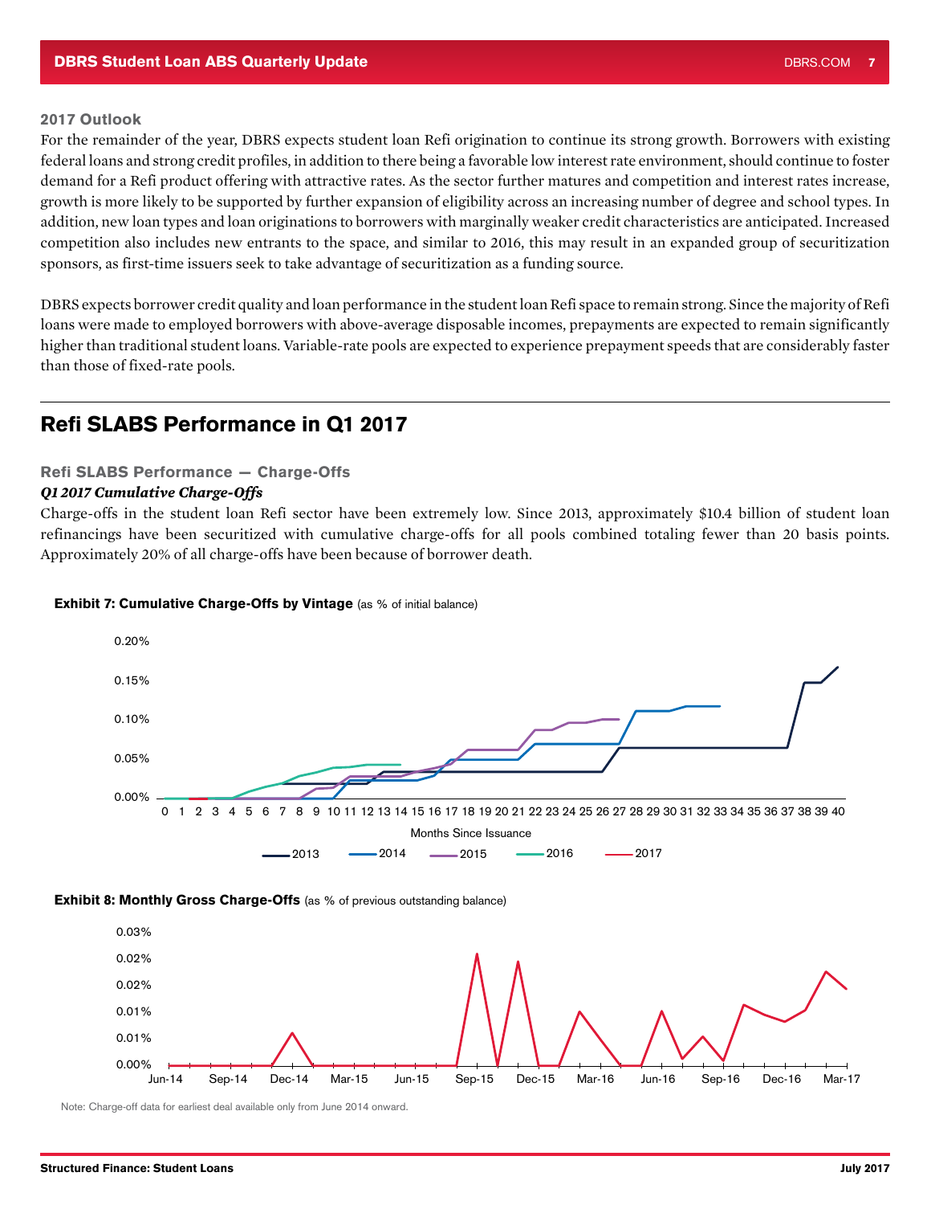### 2017 Outlook

For the remainder of the year, DBRS expects student loan Refi origination to continue its strong growth. Borrowers with existing federal loans and strong credit profiles, in addition to there being a favorable low interest rate environment, should continue to foster demand for a Refi product offering with attractive rates. As the sector further matures and competition and interest rates increase, growth is more likely to be supported by further expansion of eligibility across an increasing number of degree and school types. In addition, new loan types and loan originations to borrowers with marginally weaker credit characteristics are anticipated. Increased competition also includes new entrants to the space, and similar to 2016, this may result in an expanded group of securitization sponsors, as first-time issuers seek to take advantage of securitization as a funding source.

DBRS expects borrower credit quality and loan performance in the student loan Refi space to remain strong. Since the majority of Refi loans were made to employed borrowers with above-average disposable incomes, prepayments are expected to remain significantly higher than traditional student loans. Variable-rate pools are expected to experience prepayment speeds that are considerably faster than those of fixed-rate pools.

## Refi SLABS Performance in Q1 2017

### Refi SLABS Performance — Charge-Offs

#### *Q1 2017 Cumulative Charge-Offs*

Charge-offs in the student loan Refi sector have been extremely low. Since 2013, approximately $10.4 billion of student loan refinancings have been securitized with cumulative charge-offs for all pools combined totaling fewer than 20 basis points. Approximately 20% of all charge-offs have been because of borrower death.

**Exhibit 7: Cumulative Charge-Offs by Vintage** (as % of initial balance)

**Exhibit 8: Monthly Gross Charge-Offs** (as % of previous outstanding balance)

Note: Charge-off data for earliest deal available only from June 2014 onward.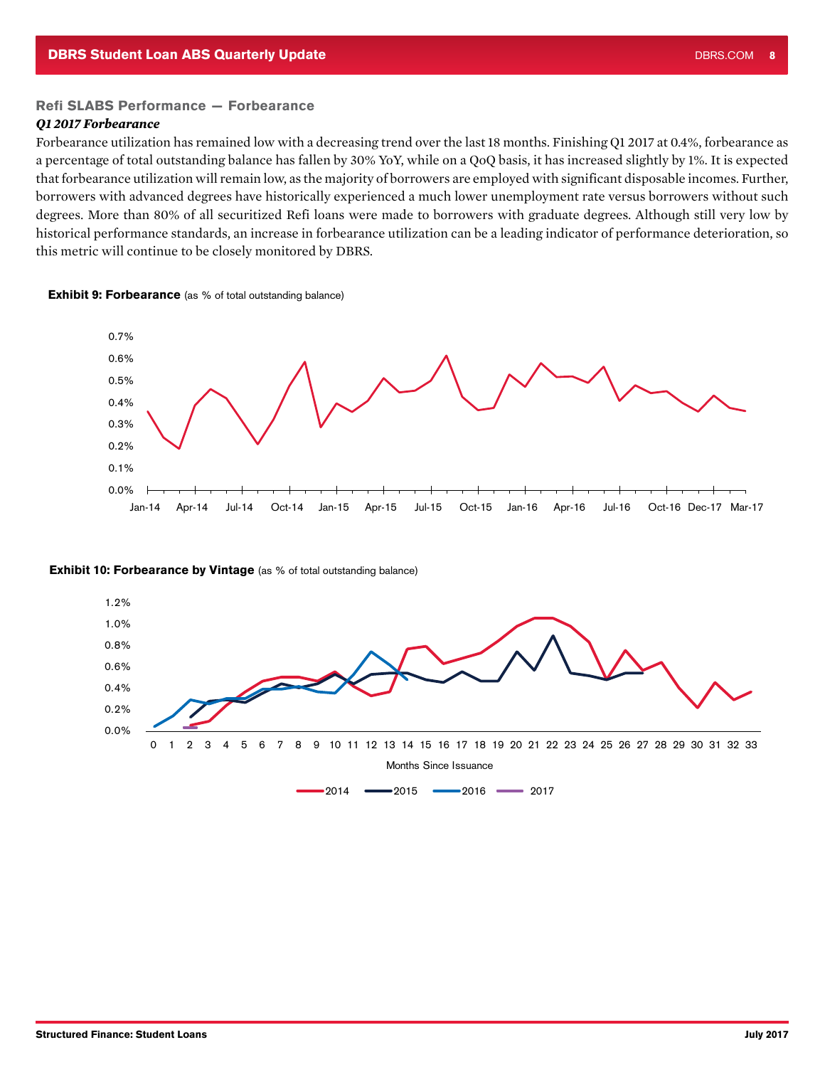## Refi SLABS Performance — Forbearance

### *Q1 2017 Forbearance*

Forbearance utilization has remained low with a decreasing trend over the last 18 months. Finishing Q1 2017 at 0.4%, forbearance as a percentage of total outstanding balance has fallen by 30% YoY, while on a QoQ basis, it has increased slightly by 1%. It is expected that forbearance utilization will remain low, as the majority of borrowers are employed with significant disposable incomes. Further, borrowers with advanced degrees have historically experienced a much lower unemployment rate versus borrowers without such degrees. More than 80% of all securitized Refi loans were made to borrowers with graduate degrees. Although still very low by historical performance standards, an increase in forbearance utilization can be a leading indicator of performance deterioration, so this metric will continue to be closely monitored by DBRS.

**Exhibit 9: Forbearance** (as % of total outstanding balance)

**Exhibit 10: Forbearance by Vintage** (as % of total outstanding balance)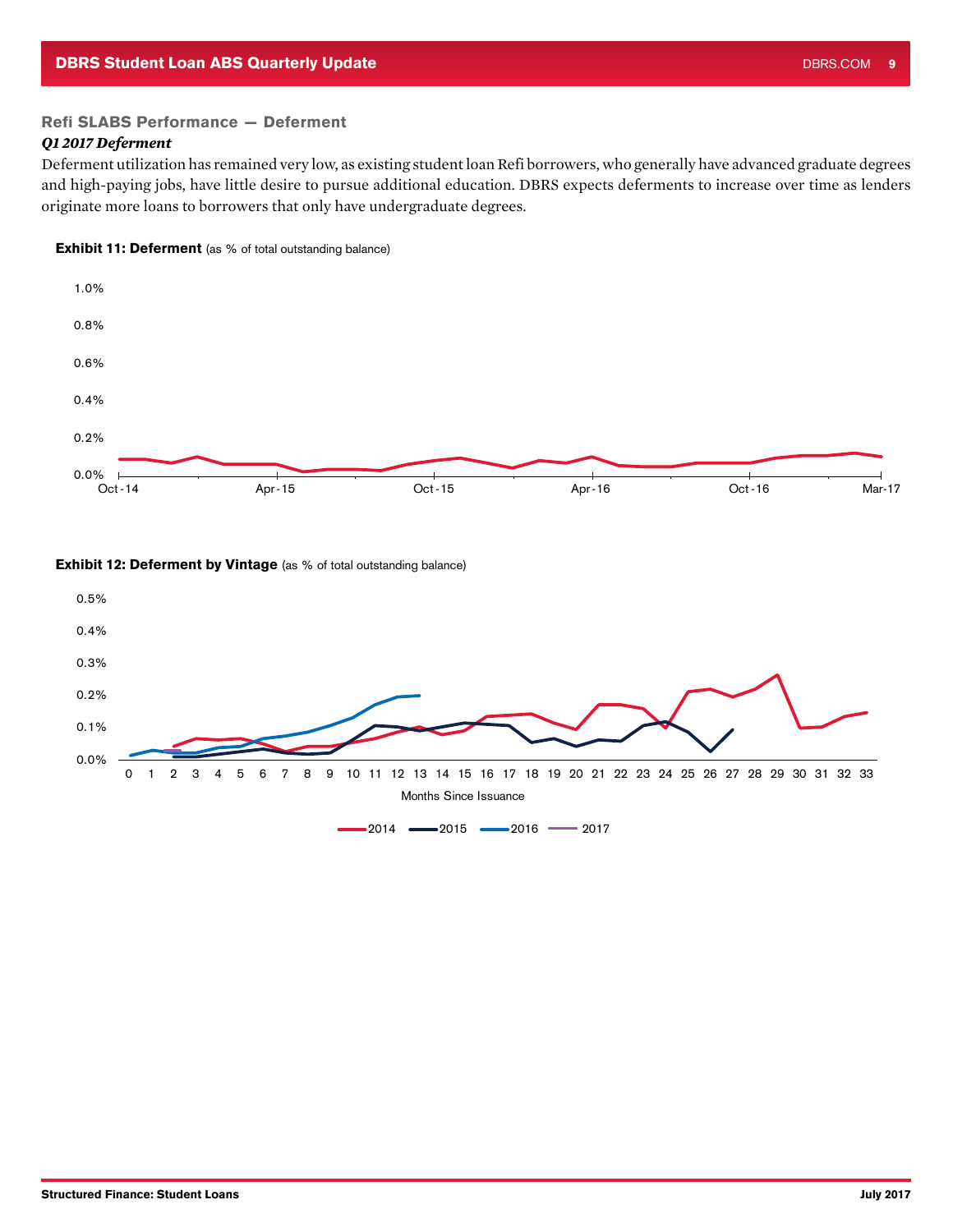## Refi SLABS Performance — Deferment

### *Q1 2017 Deferment*

Deferment utilization has remained very low, as existing student loan Refi borrowers, who generally have advanced graduate degrees and high-paying jobs, have little desire to pursue additional education. DBRS expects deferments to increase over time as lenders originate more loans to borrowers that only have undergraduate degrees.

**Exhibit 11: Deferment** (as % of total outstanding balance)

**Exhibit 12: Deferment by Vintage** (as % of total outstanding balance)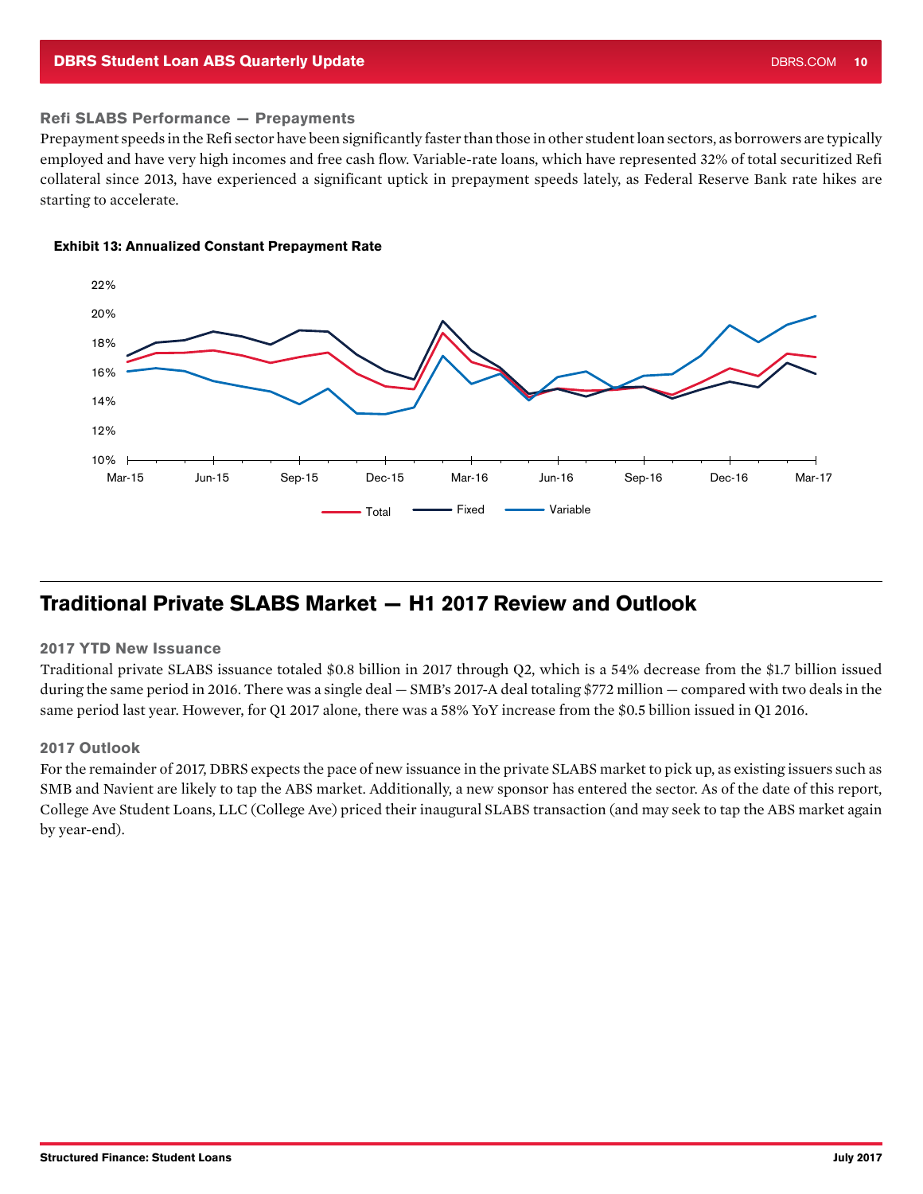### Refi SLABS Performance — Prepayments

Prepayment speeds in the Refi sector have been significantly faster than those in other student loan sectors, as borrowers are typically employed and have very high incomes and free cash flow. Variable-rate loans, which have represented 32% of total securitized Refi collateral since 2013, have experienced a significant uptick in prepayment speeds lately, as Federal Reserve Bank rate hikes are starting to accelerate.

**Exhibit 13: Annualized Constant Prepayment Rate**

## Traditional Private SLABS Market — H1 2017 Review and Outlook

### 2017 YTD New Issuance

Traditional private SLABS issuance totaled $0.8 billion in 2017 through Q2, which is a 54% decrease from the $1.7 billion issued during the same period in 2016. There was a single deal — SMB's 2017-A deal totaling $772 million — compared with two deals in the same period last year. However, for Q1 2017 alone, there was a 58% YoY increase from the $0.5 billion issued in Q1 2016.

### 2017 Outlook

For the remainder of 2017, DBRS expects the pace of new issuance in the private SLABS market to pick up, as existing issuers such as SMB and Navient are likely to tap the ABS market. Additionally, a new sponsor has entered the sector. As of the date of this report, College Ave Student Loans, LLC (College Ave) priced their inaugural SLABS transaction (and may seek to tap the ABS market again by year-end).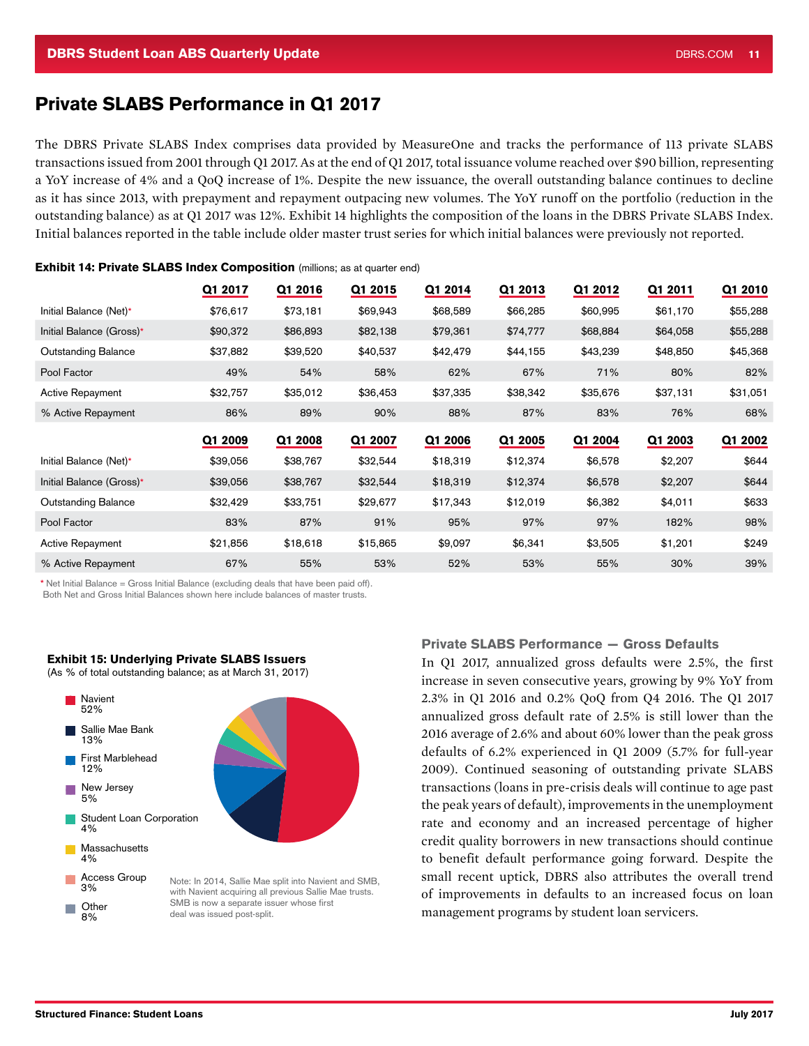## Private SLABS Performance in Q1 2017

The DBRS Private SLABS Index comprises data provided by MeasureOne and tracks the performance of 113 private SLABS transactions issued from 2001 through Q1 2017. As at the end of Q1 2017, total issuance volume reached over $90 billion, representing a YoY increase of 4% and a QoQ increase of 1%. Despite the new issuance, the overall outstanding balance continues to decline as it has since 2013, with prepayment and repayment outpacing new volumes. The YoY runoff on the portfolio (reduction in the outstanding balance) as at Q1 2017 was 12%. Exhibit 14 highlights the composition of the loans in the DBRS Private SLABS Index. Initial balances reported in the table include older master trust series for which initial balances were previously not reported.

**Exhibit 14: Private SLABS Index Composition** (millions; as at quarter end)

| | Q1 2017 | Q1 2016 | Q1 2015 | Q1 2014 | Q1 2013 | Q1 2012 | Q1 2011 | Q1 2010 |
|---|---|---|---|---|---|---|---|---|
| Initial Balance (Net)* | $76,617 | $73,181 | $69,943 | $68,589 | $66,285 | $60,995 | $61,170 | $55,288 |
| Initial Balance (Gross)* | $90,372 | $86,893 | $82,138 | $79,361 | $74,777 | $68,884 | $64,058 | $55,288 |
| Outstanding Balance | $37,882 | $39,520 | $40,537 | $42,479 | $44,155 | $43,239 | $48,850 | $45,368 |
| Pool Factor | 49% | 54% | 58% | 62% | 67% | 71% | 80% | 82% |
| Active Repayment | $32,757 | $35,012 | $36,453 | $37,335 | $38,342 | $35,676 | $37,131 | $31,051 |
| % Active Repayment | 86% | 89% | 90% | 88% | 87% | 83% | 76% | 68% |
| | **Q1 2009** | **Q1 2008** | **Q1 2007** | **Q1 2006** | **Q1 2005** | **Q1 2004** | **Q1 2003** | **Q1 2002** |
| Initial Balance (Net)* | $39,056 | $38,767 | $32,544 | $18,319 | $12,374 | $6,578 | $2,207 | $644 |
| Initial Balance (Gross)* | $39,056 | $38,767 | $32,544 | $18,319 | $12,374 | $6,578 | $2,207 | $644 |
| Outstanding Balance | $32,429 | $33,751 | $29,677 | $17,343 | $12,019 | $6,382 | $4,011 | $633 |
| Pool Factor | 83% | 87% | 91% | 95% | 97% | 97% | 182% | 98% |
| Active Repayment | $21,856 | $18,618 | $15,865 | $9,097 | $6,341 | $3,505 | $1,201 | $249 |
| % Active Repayment | 67% | 55% | 53% | 52% | 53% | 55% | 30% | 39% |

* Net Initial Balance = Gross Initial Balance (excluding deals that have been paid off).
Both Net and Gross Initial Balances shown here include balances of master trusts.

**Exhibit 15: Underlying Private SLABS Issuers**
(As % of total outstanding balance; as at March 31, 2017)

- Navient 52%
- Sallie Mae Bank 13%
- First Marblehead 12%
- New Jersey 5%
- Student Loan Corporation 4%
- Massachusetts 4%
- Access Group 3%
- Other 8%

Note: In 2014, Sallie Mae split into Navient and SMB, with Navient acquiring all previous Sallie Mae trusts. SMB is now a separate issuer whose first deal was issued post-split.

### Private SLABS Performance — Gross Defaults

In Q1 2017, annualized gross defaults were 2.5%, the first increase in seven consecutive years, growing by 9% YoY from 2.3% in Q1 2016 and 0.2% QoQ from Q4 2016. The Q1 2017 annualized gross default rate of 2.5% is still lower than the 2016 average of 2.6% and about 60% lower than the peak gross defaults of 6.2% experienced in Q1 2009 (5.7% for full-year 2009). Continued seasoning of outstanding private SLABS transactions (loans in pre-crisis deals will continue to age past the peak years of default), improvements in the unemployment rate and economy and an increased percentage of higher credit quality borrowers in new transactions should continue to benefit default performance going forward. Despite the small recent uptick, DBRS also attributes the overall trend of improvements in defaults to an increased focus on loan management programs by student loan servicers.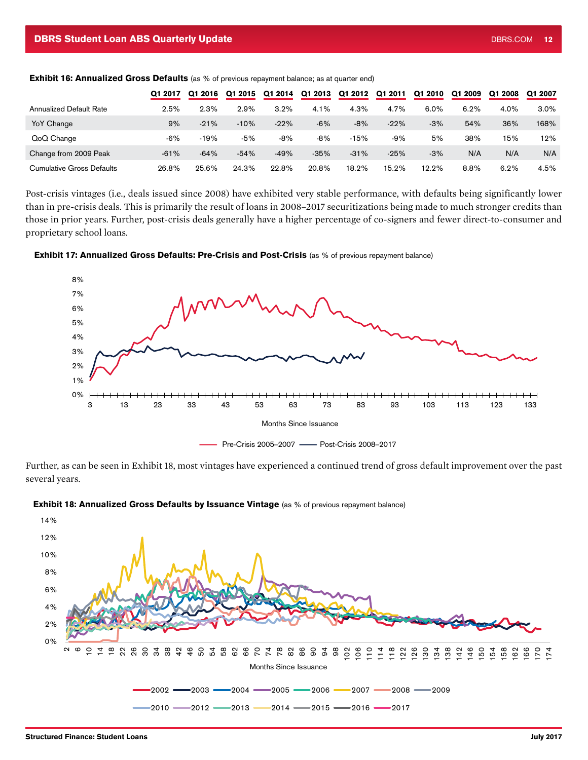**Exhibit 16: Annualized Gross Defaults** (as % of previous repayment balance; as at quarter end)

| | Q1 2017 | Q1 2016 | Q1 2015 | Q1 2014 | Q1 2013 | Q1 2012 | Q1 2011 | Q1 2010 | Q1 2009 | Q1 2008 | Q1 2007 |
|---|---|---|---|---|---|---|---|---|---|---|---|
| Annualized Default Rate | 2.5% | 2.3% | 2.9% | 3.2% | 4.1% | 4.3% | 4.7% | 6.0% | 6.2% | 4.0% | 3.0% |
| YoY Change | 9% | -21% | -10% | -22% | -6% | -8% | -22% | -3% | 54% | 36% | 168% |
| QoQ Change | -6% | -19% | -5% | -8% | -8% | -15% | -9% | 5% | 38% | 15% | 12% |
| Change from 2009 Peak | -61% | -64% | -54% | -49% | -35% | -31% | -25% | -3% | N/A | N/A | N/A |
| Cumulative Gross Defaults | 26.8% | 25.6% | 24.3% | 22.8% | 20.8% | 18.2% | 15.2% | 12.2% | 8.8% | 6.2% | 4.5% |

Post-crisis vintages (i.e., deals issued since 2008) have exhibited very stable performance, with defaults being significantly lower than in pre-crisis deals. This is primarily the result of loans in 2008–2017 securitizations being made to much stronger credits than those in prior years. Further, post-crisis deals generally have a higher percentage of co-signers and fewer direct-to-consumer and proprietary school loans.

**Exhibit 17: Annualized Gross Defaults: Pre-Crisis and Post-Crisis** (as % of previous repayment balance)

Further, as can be seen in Exhibit 18, most vintages have experienced a continued trend of gross default improvement over the past several years.

**Exhibit 18: Annualized Gross Defaults by Issuance Vintage** (as % of previous repayment balance)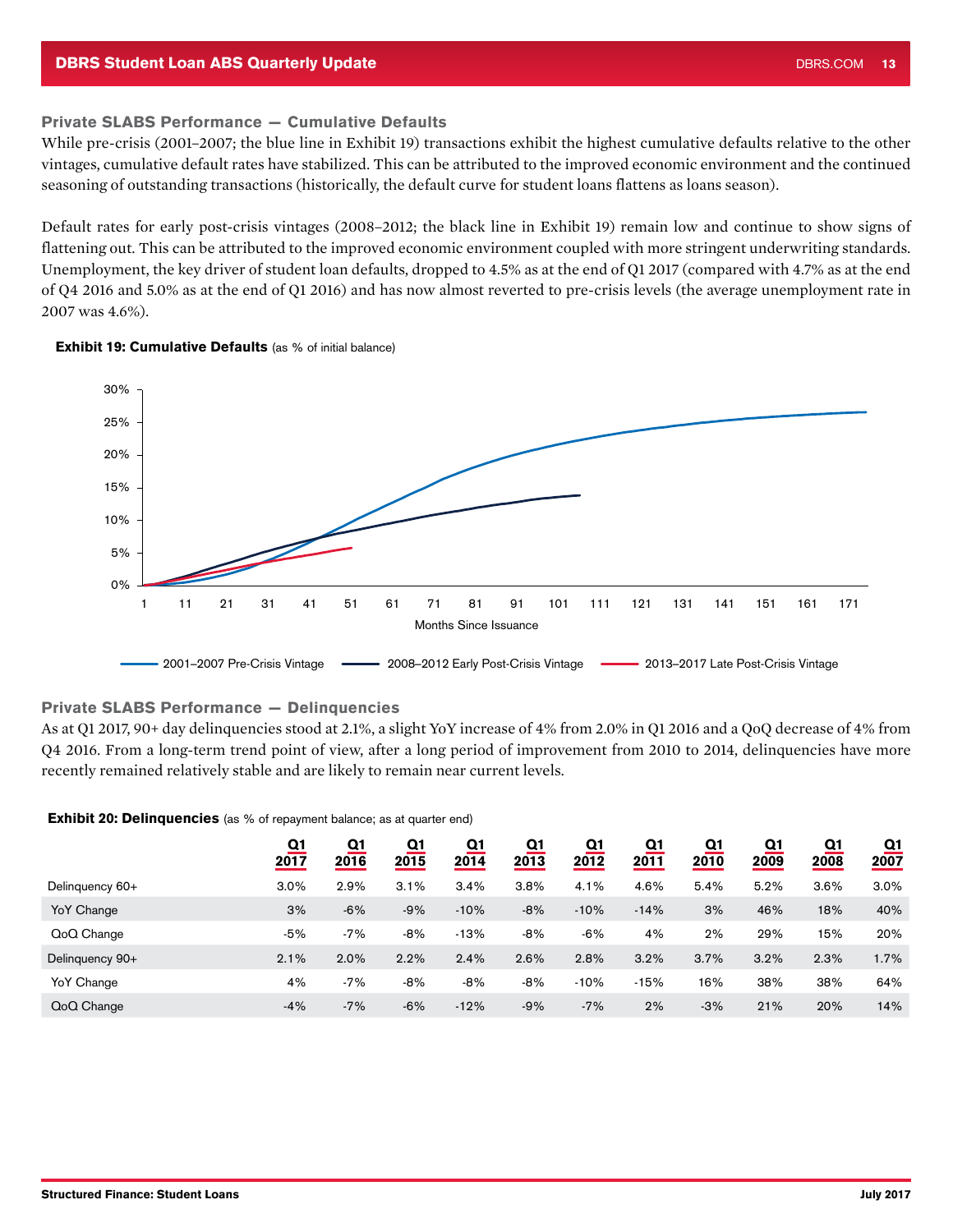## Private SLABS Performance — Cumulative Defaults

While pre-crisis (2001–2007; the blue line in Exhibit 19) transactions exhibit the highest cumulative defaults relative to the other vintages, cumulative default rates have stabilized. This can be attributed to the improved economic environment and the continued seasoning of outstanding transactions (historically, the default curve for student loans flattens as loans season).

Default rates for early post-crisis vintages (2008–2012; the black line in Exhibit 19) remain low and continue to show signs of flattening out. This can be attributed to the improved economic environment coupled with more stringent underwriting standards. Unemployment, the key driver of student loan defaults, dropped to 4.5% as at the end of Q1 2017 (compared with 4.7% as at the end of Q4 2016 and 5.0% as at the end of Q1 2016) and has now almost reverted to pre-crisis levels (the average unemployment rate in 2007 was 4.6%).

**Exhibit 19: Cumulative Defaults** (as % of initial balance)

## Private SLABS Performance — Delinquencies

As at Q1 2017, 90+ day delinquencies stood at 2.1%, a slight YoY increase of 4% from 2.0% in Q1 2016 and a QoQ decrease of 4% from Q4 2016. From a long-term trend point of view, after a long period of improvement from 2010 to 2014, delinquencies have more recently remained relatively stable and are likely to remain near current levels.

**Exhibit 20: Delinquencies** (as % of repayment balance; as at quarter end)

| | Q1 2017 | Q1 2016 | Q1 2015 | Q1 2014 | Q1 2013 | Q1 2012 | Q1 2011 | Q1 2010 | Q1 2009 | Q1 2008 | Q1 2007 |
|---|---|---|---|---|---|---|---|---|---|---|---|
| Delinquency 60+ | 3.0% | 2.9% | 3.1% | 3.4% | 3.8% | 4.1% | 4.6% | 5.4% | 5.2% | 3.6% | 3.0% |
| YoY Change | 3% | -6% | -9% | -10% | -8% | -10% | -14% | 3% | 46% | 18% | 40% |
| QoQ Change | -5% | -7% | -8% | -13% | -8% | -6% | 4% | 2% | 29% | 15% | 20% |
| Delinquency 90+ | 2.1% | 2.0% | 2.2% | 2.4% | 2.6% | 2.8% | 3.2% | 3.7% | 3.2% | 2.3% | 1.7% |
| YoY Change | 4% | -7% | -8% | -8% | -8% | -10% | -15% | 16% | 38% | 38% | 64% |
| QoQ Change | -4% | -7% | -6% | -12% | -9% | -7% | 2% | -3% | 21% | 20% | 14% |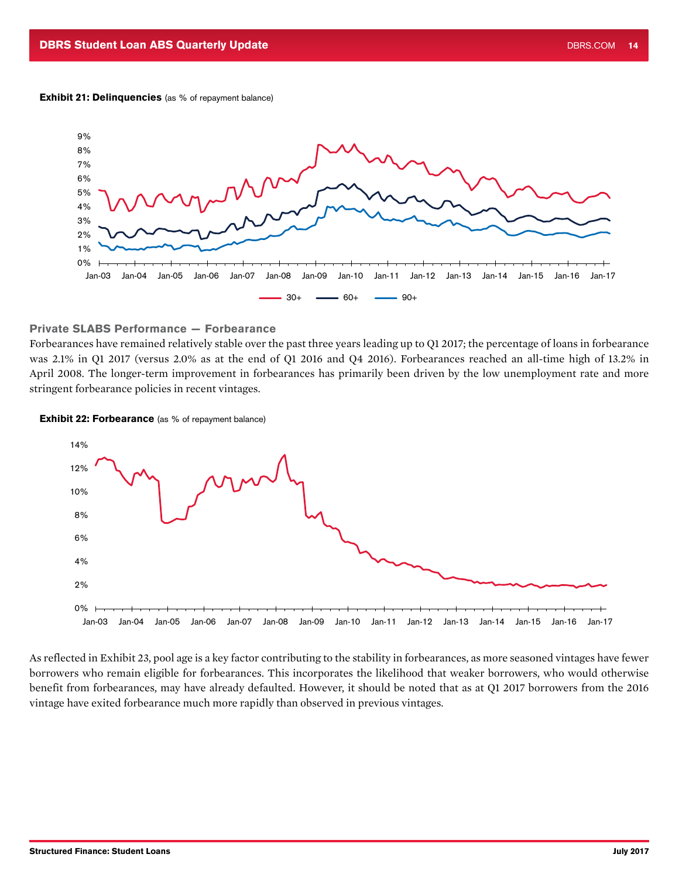**Exhibit 21: Delinquencies** (as % of repayment balance)

### Private SLABS Performance — Forbearance

Forbearances have remained relatively stable over the past three years leading up to Q1 2017; the percentage of loans in forbearance was 2.1% in Q1 2017 (versus 2.0% as at the end of Q1 2016 and Q4 2016). Forbearances reached an all-time high of 13.2% in April 2008. The longer-term improvement in forbearances has primarily been driven by the low unemployment rate and more stringent forbearance policies in recent vintages.

**Exhibit 22: Forbearance** (as % of repayment balance)

As reflected in Exhibit 23, pool age is a key factor contributing to the stability in forbearances, as more seasoned vintages have fewer borrowers who remain eligible for forbearances. This incorporates the likelihood that weaker borrowers, who would otherwise benefit from forbearances, may have already defaulted. However, it should be noted that as at Q1 2017 borrowers from the 2016 vintage have exited forbearance much more rapidly than observed in previous vintages.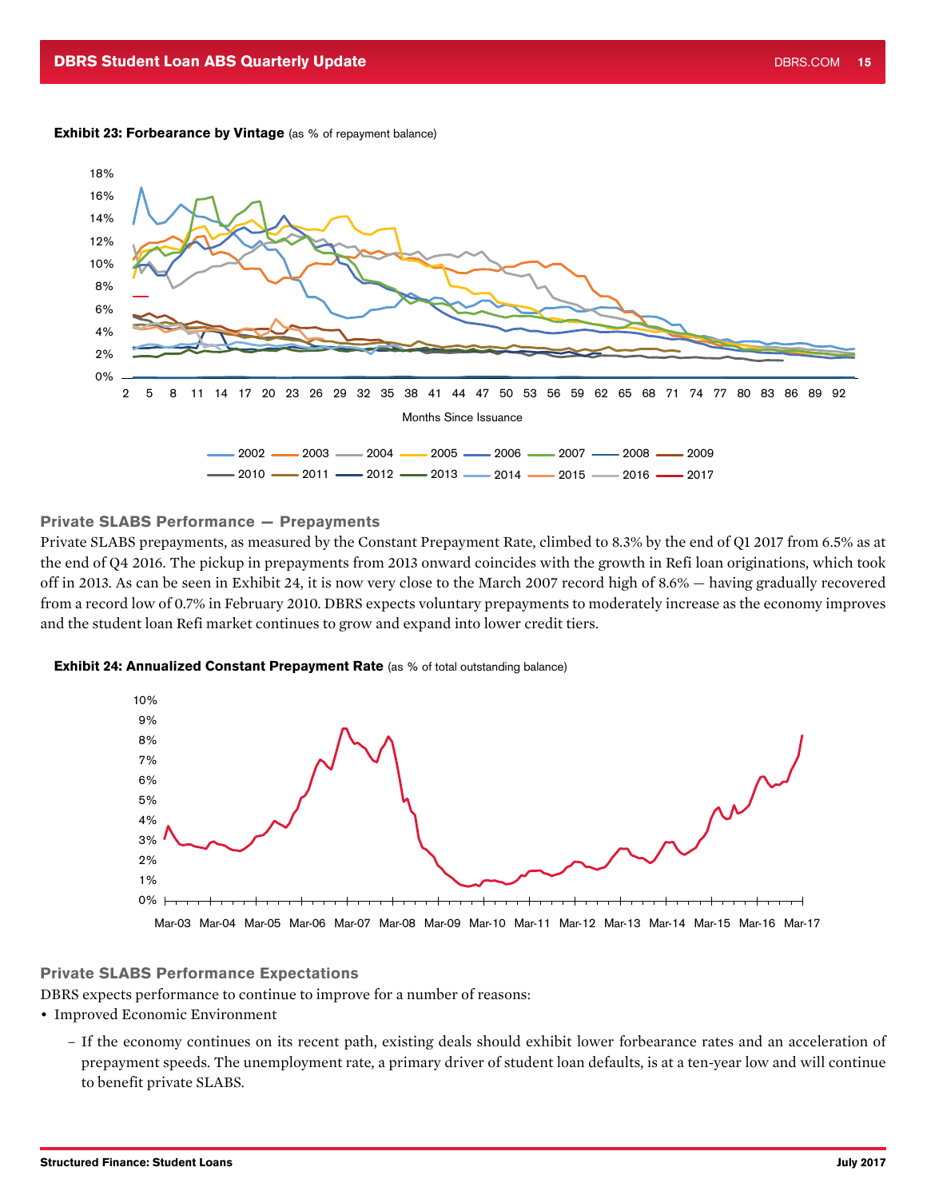**Exhibit 23: Forbearance by Vintage** (as % of repayment balance)

### Private SLABS Performance — Prepayments

Private SLABS prepayments, as measured by the Constant Prepayment Rate, climbed to 8.3% by the end of Q1 2017 from 6.5% as at the end of Q4 2016. The pickup in prepayments from 2013 onward coincides with the growth in Refi loan originations, which took off in 2013. As can be seen in Exhibit 24, it is now very close to the March 2007 record high of 8.6% — having gradually recovered from a record low of 0.7% in February 2010. DBRS expects voluntary prepayments to moderately increase as the economy improves and the student loan Refi market continues to grow and expand into lower credit tiers.

**Exhibit 24: Annualized Constant Prepayment Rate** (as % of total outstanding balance)

### Private SLABS Performance Expectations

DBRS expects performance to continue to improve for a number of reasons:

- Improved Economic Environment
  - If the economy continues on its recent path, existing deals should exhibit lower forbearance rates and an acceleration of prepayment speeds. The unemployment rate, a primary driver of student loan defaults, is at a ten-year low and will continue to benefit private SLABS.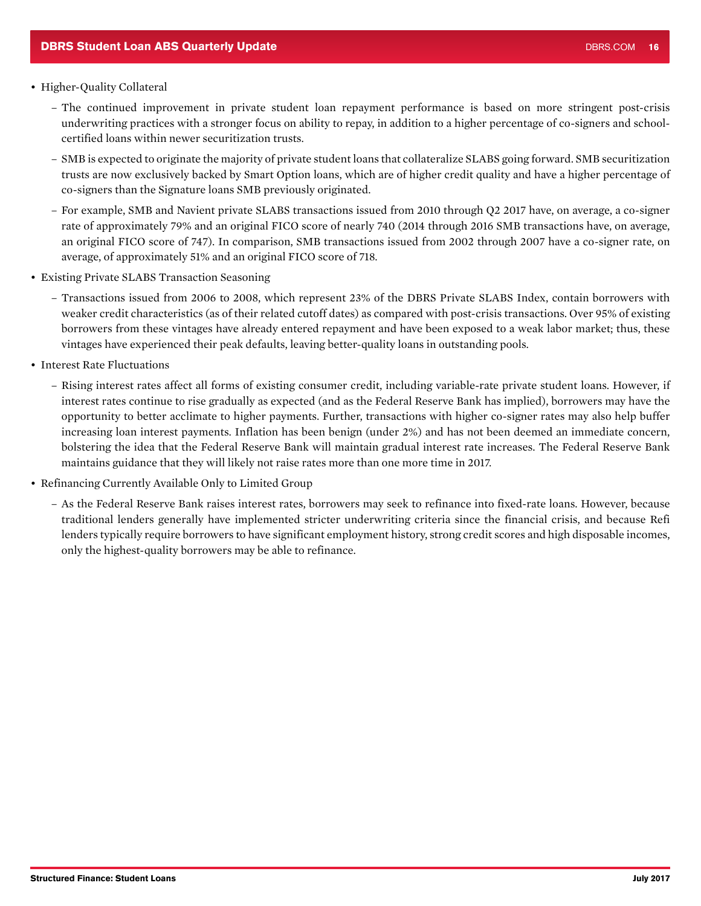- Higher-Quality Collateral
  - The continued improvement in private student loan repayment performance is based on more stringent post-crisis underwriting practices with a stronger focus on ability to repay, in addition to a higher percentage of co-signers and school-certified loans within newer securitization trusts.
  - SMB is expected to originate the majority of private student loans that collateralize SLABS going forward. SMB securitization trusts are now exclusively backed by Smart Option loans, which are of higher credit quality and have a higher percentage of co-signers than the Signature loans SMB previously originated.
  - For example, SMB and Navient private SLABS transactions issued from 2010 through Q2 2017 have, on average, a co-signer rate of approximately 79% and an original FICO score of nearly 740 (2014 through 2016 SMB transactions have, on average, an original FICO score of 747). In comparison, SMB transactions issued from 2002 through 2007 have a co-signer rate, on average, of approximately 51% and an original FICO score of 718.
- Existing Private SLABS Transaction Seasoning
  - Transactions issued from 2006 to 2008, which represent 23% of the DBRS Private SLABS Index, contain borrowers with weaker credit characteristics (as of their related cutoff dates) as compared with post-crisis transactions. Over 95% of existing borrowers from these vintages have already entered repayment and have been exposed to a weak labor market; thus, these vintages have experienced their peak defaults, leaving better-quality loans in outstanding pools.
- Interest Rate Fluctuations
  - Rising interest rates affect all forms of existing consumer credit, including variable-rate private student loans. However, if interest rates continue to rise gradually as expected (and as the Federal Reserve Bank has implied), borrowers may have the opportunity to better acclimate to higher payments. Further, transactions with higher co-signer rates may also help buffer increasing loan interest payments. Inflation has been benign (under 2%) and has not been deemed an immediate concern, bolstering the idea that the Federal Reserve Bank will maintain gradual interest rate increases. The Federal Reserve Bank maintains guidance that they will likely not raise rates more than one more time in 2017.
- Refinancing Currently Available Only to Limited Group
  - As the Federal Reserve Bank raises interest rates, borrowers may seek to refinance into fixed-rate loans. However, because traditional lenders generally have implemented stricter underwriting criteria since the financial crisis, and because Refi lenders typically require borrowers to have significant employment history, strong credit scores and high disposable incomes, only the highest-quality borrowers may be able to refinance.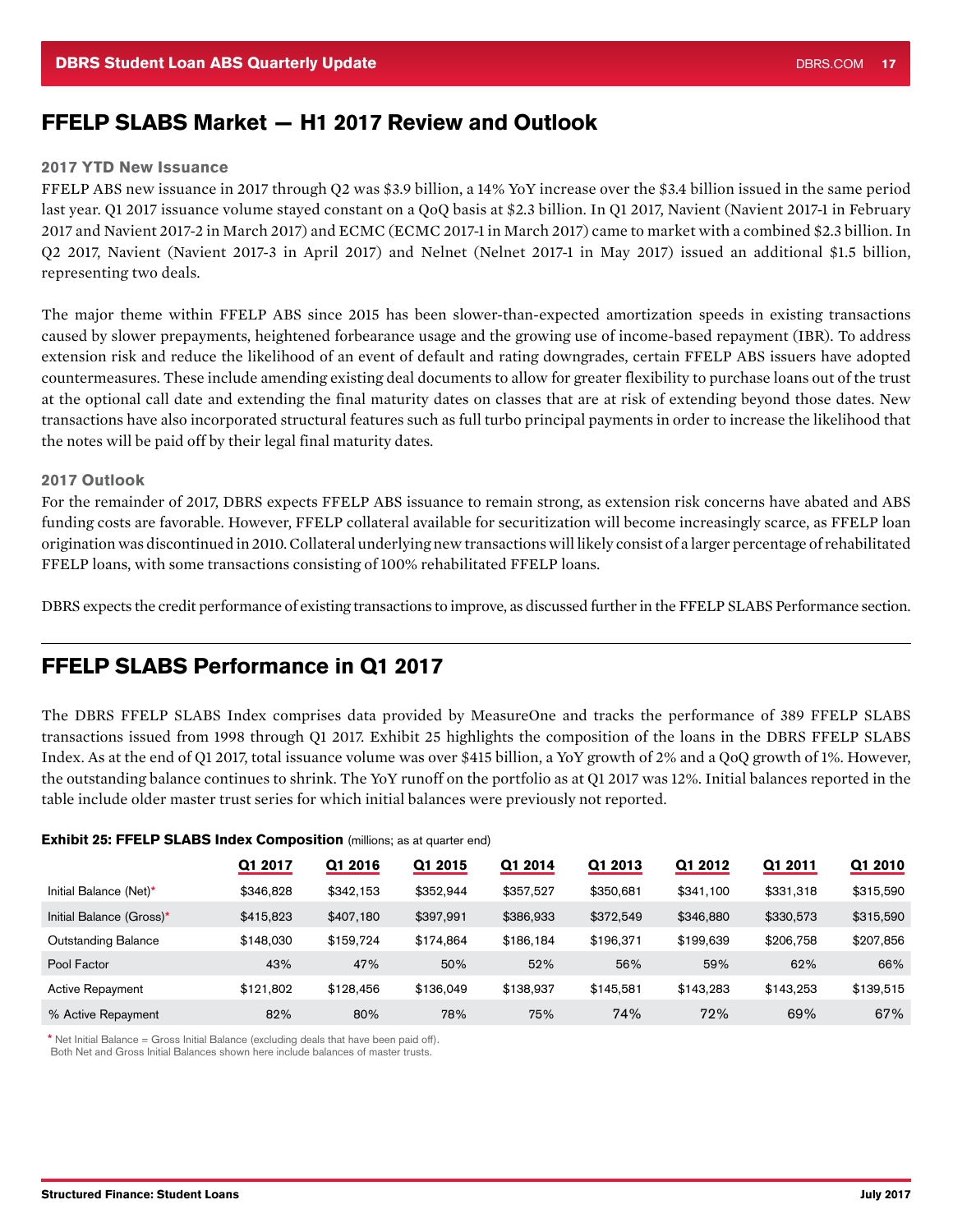## FFELP SLABS Market — H1 2017 Review and Outlook

### 2017 YTD New Issuance

FFELP ABS new issuance in 2017 through Q2 was $3.9 billion, a 14% YoY increase over the $3.4 billion issued in the same period last year. Q1 2017 issuance volume stayed constant on a QoQ basis at $2.3 billion. In Q1 2017, Navient (Navient 2017-1 in February 2017 and Navient 2017-2 in March 2017) and ECMC (ECMC 2017-1 in March 2017) came to market with a combined $2.3 billion. In Q2 2017, Navient (Navient 2017-3 in April 2017) and Nelnet (Nelnet 2017-1 in May 2017) issued an additional $1.5 billion, representing two deals.

The major theme within FFELP ABS since 2015 has been slower-than-expected amortization speeds in existing transactions caused by slower prepayments, heightened forbearance usage and the growing use of income-based repayment (IBR). To address extension risk and reduce the likelihood of an event of default and rating downgrades, certain FFELP ABS issuers have adopted countermeasures. These include amending existing deal documents to allow for greater flexibility to purchase loans out of the trust at the optional call date and extending the final maturity dates on classes that are at risk of extending beyond those dates. New transactions have also incorporated structural features such as full turbo principal payments in order to increase the likelihood that the notes will be paid off by their legal final maturity dates.

### 2017 Outlook

For the remainder of 2017, DBRS expects FFELP ABS issuance to remain strong, as extension risk concerns have abated and ABS funding costs are favorable. However, FFELP collateral available for securitization will become increasingly scarce, as FFELP loan origination was discontinued in 2010. Collateral underlying new transactions will likely consist of a larger percentage of rehabilitated FFELP loans, with some transactions consisting of 100% rehabilitated FFELP loans.

DBRS expects the credit performance of existing transactions to improve, as discussed further in the FFELP SLABS Performance section.

## FFELP SLABS Performance in Q1 2017

The DBRS FFELP SLABS Index comprises data provided by MeasureOne and tracks the performance of 389 FFELP SLABS transactions issued from 1998 through Q1 2017. Exhibit 25 highlights the composition of the loans in the DBRS FFELP SLABS Index. As at the end of Q1 2017, total issuance volume was over $415 billion, a YoY growth of 2% and a QoQ growth of 1%. However, the outstanding balance continues to shrink. The YoY runoff on the portfolio as at Q1 2017 was 12%. Initial balances reported in the table include older master trust series for which initial balances were previously not reported.

**Exhibit 25: FFELP SLABS Index Composition** (millions; as at quarter end)

| | Q1 2017 | Q1 2016 | Q1 2015 | Q1 2014 | Q1 2013 | Q1 2012 | Q1 2011 | Q1 2010 |
|---|---|---|---|---|---|---|---|---|
| Initial Balance (Net)* | $346,828 | $342,153 | $352,944 | $357,527 | $350,681 | $341,100 | $331,318 | $315,590 |
| Initial Balance (Gross)* | $415,823 | $407,180 | $397,991 | $386,933 | $372,549 | $346,880 | $330,573 | $315,590 |
| Outstanding Balance | $148,030 | $159,724 | $174,864 | $186,184 | $196,371 | $199,639 | $206,758 | $207,856 |
| Pool Factor | 43% | 47% | 50% | 52% | 56% | 59% | 62% | 66% |
| Active Repayment | $121,802 | $128,456 | $136,049 | $138,937 | $145,581 | $143,283 | $143,253 | $139,515 |
| % Active Repayment | 82% | 80% | 78% | 75% | 74% | 72% | 69% | 67% |

\* Net Initial Balance = Gross Initial Balance (excluding deals that have been paid off).
Both Net and Gross Initial Balances shown here include balances of master trusts.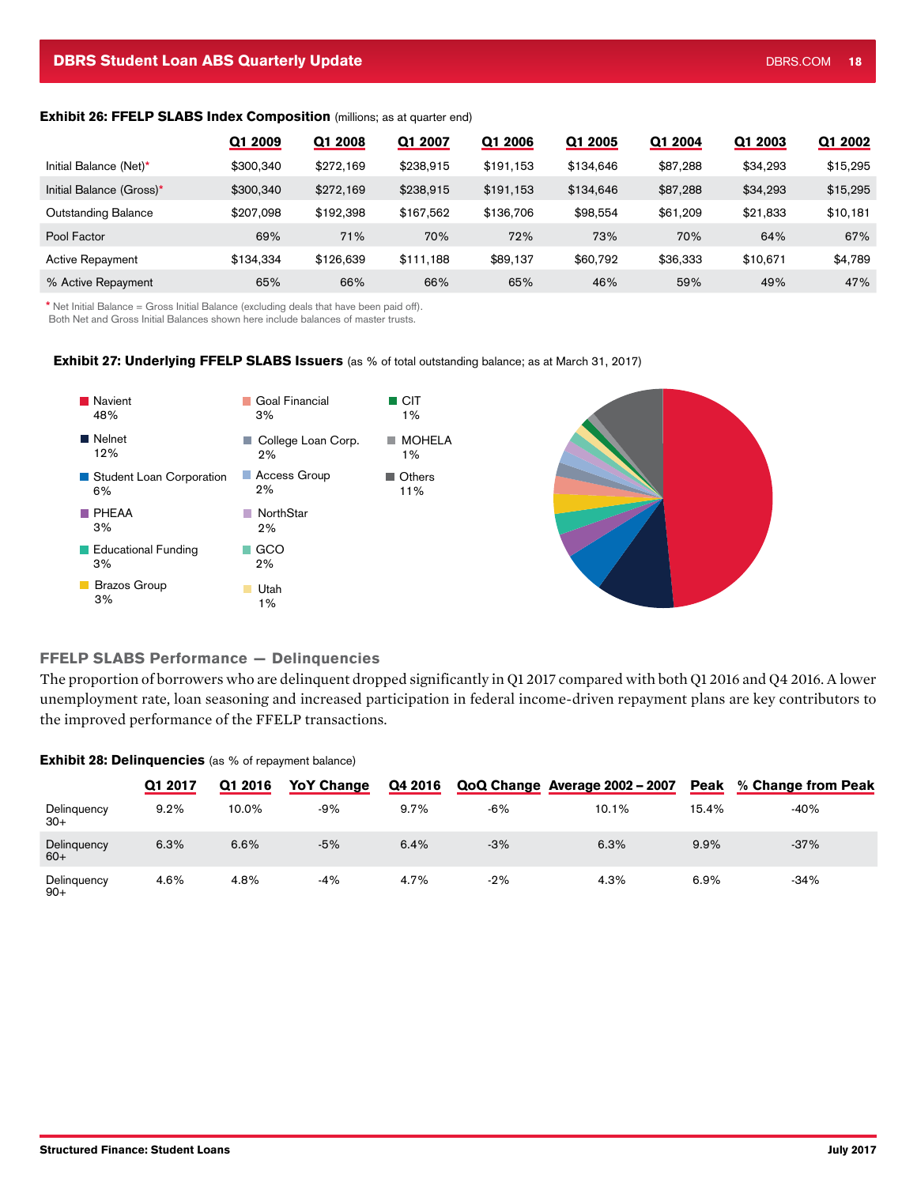**Exhibit 26: FFELP SLABS Index Composition** (millions; as at quarter end)

| | Q1 2009 | Q1 2008 | Q1 2007 | Q1 2006 | Q1 2005 | Q1 2004 | Q1 2003 | Q1 2002 |
|---|---|---|---|---|---|---|---|---|
| Initial Balance (Net)* | $300,340 | $272,169 | $238,915 | $191,153 | $134,646 | $87,288 | $34,293 | $15,295 |
| Initial Balance (Gross)* | $300,340 | $272,169 | $238,915 | $191,153 | $134,646 | $87,288 | $34,293 | $15,295 |
| Outstanding Balance | $207,098 | $192,398 | $167,562 | $136,706 | $98,554 | $61,209 | $21,833 | $10,181 |
| Pool Factor | 69% | 71% | 70% | 72% | 73% | 70% | 64% | 67% |
| Active Repayment | $134,334 | $126,639 | $111,188 | $89,137 | $60,792 | $36,333 | $10,671 | $4,789 |
| % Active Repayment | 65% | 66% | 66% | 65% | 46% | 59% | 49% | 47% |

\* Net Initial Balance = Gross Initial Balance (excluding deals that have been paid off).
Both Net and Gross Initial Balances shown here include balances of master trusts.

**Exhibit 27: Underlying FFELP SLABS Issuers** (as % of total outstanding balance; as at March 31, 2017)

- Navient 48%
- Nelnet 12%
- Student Loan Corporation 6%
- PHEAA 3%
- Educational Funding 3%
- Brazos Group 3%
- Goal Financial 3%
- College Loan Corp. 2%
- Access Group 2%
- NorthStar 2%
- GCO 2%
- Utah 1%
- CIT 1%
- MOHELA 1%
- Others 11%

## FFELP SLABS Performance — Delinquencies

The proportion of borrowers who are delinquent dropped significantly in Q1 2017 compared with both Q1 2016 and Q4 2016. A lower unemployment rate, loan seasoning and increased participation in federal income-driven repayment plans are key contributors to the improved performance of the FFELP transactions.

**Exhibit 28: Delinquencies** (as % of repayment balance)

| | Q1 2017 | Q1 2016 | YoY Change | Q4 2016 | QoQ Change | Average 2002 – 2007 | Peak | % Change from Peak |
|---|---|---|---|---|---|---|---|---|
| Delinquency 30+ | 9.2% | 10.0% | -9% | 9.7% | -6% | 10.1% | 15.4% | -40% |
| Delinquency 60+ | 6.3% | 6.6% | -5% | 6.4% | -3% | 6.3% | 9.9% | -37% |
| Delinquency 90+ | 4.6% | 4.8% | -4% | 4.7% | -2% | 4.3% | 6.9% | -34% |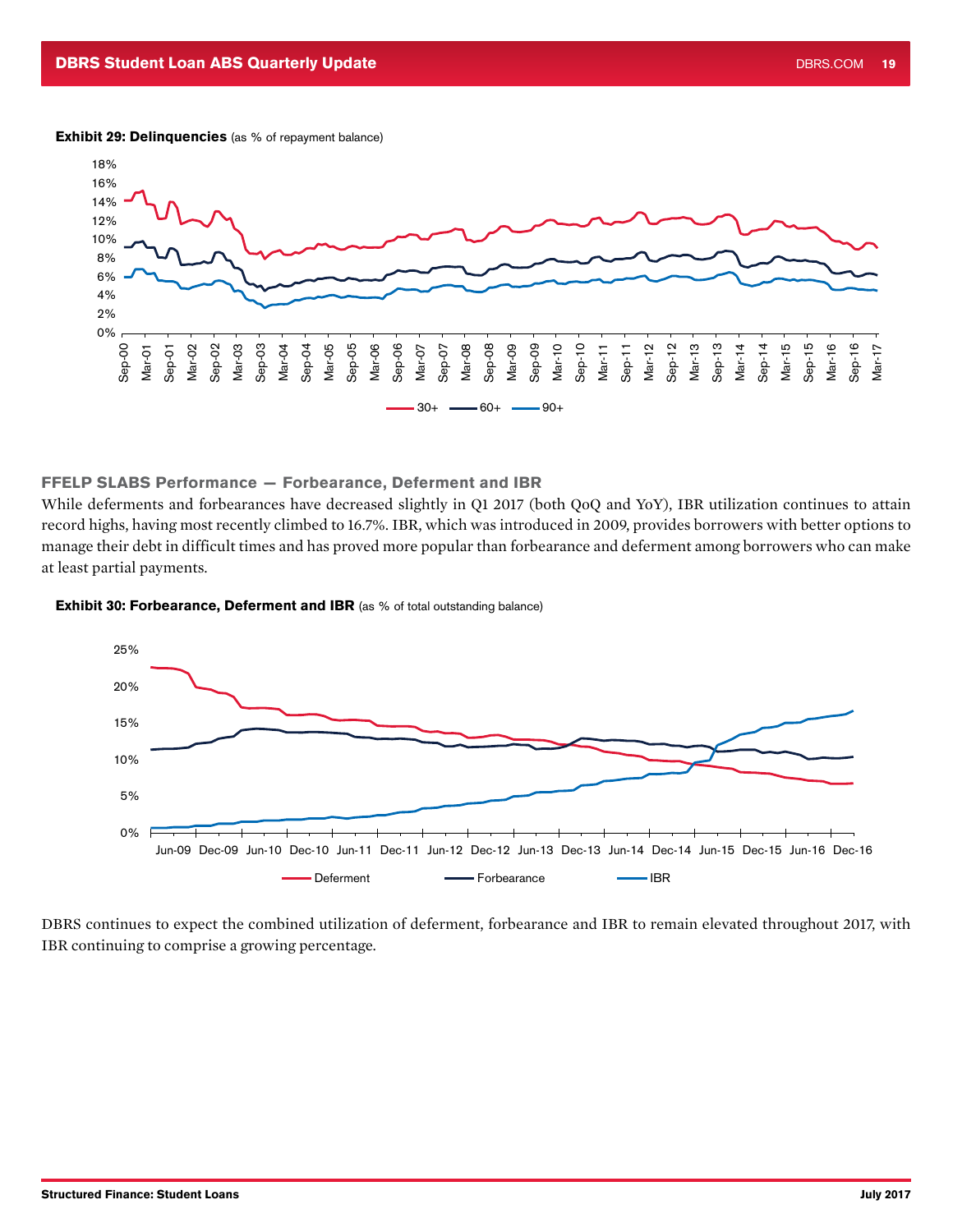**Exhibit 29: Delinquencies** (as % of repayment balance)

**FFELP SLABS Performance — Forbearance, Deferment and IBR**

While deferments and forbearances have decreased slightly in Q1 2017 (both QoQ and YoY), IBR utilization continues to attain record highs, having most recently climbed to 16.7%. IBR, which was introduced in 2009, provides borrowers with better options to manage their debt in difficult times and has proved more popular than forbearance and deferment among borrowers who can make at least partial payments.

**Exhibit 30: Forbearance, Deferment and IBR** (as % of total outstanding balance)

DBRS continues to expect the combined utilization of deferment, forbearance and IBR to remain elevated throughout 2017, with IBR continuing to comprise a growing percentage.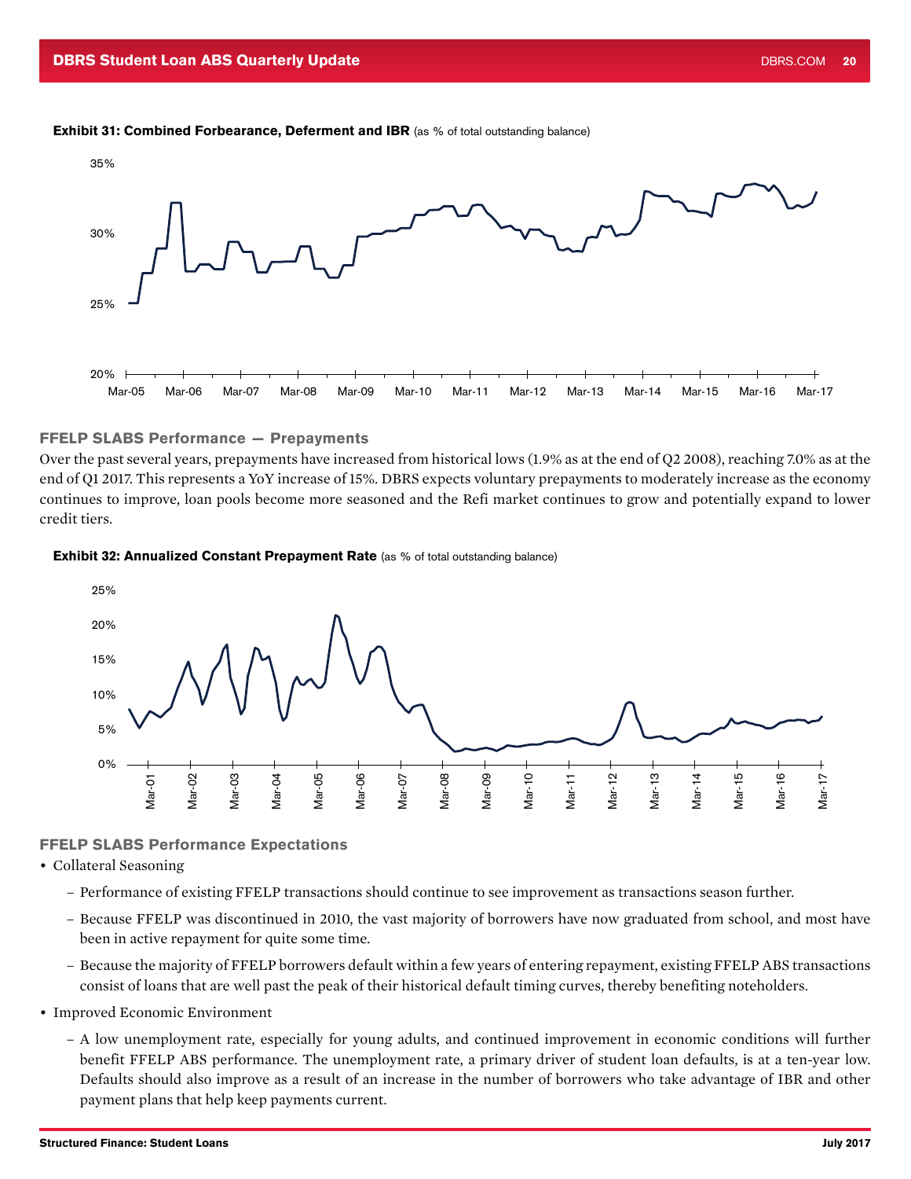**Exhibit 31: Combined Forbearance, Deferment and IBR** (as % of total outstanding balance)

## FFELP SLABS Performance — Prepayments

Over the past several years, prepayments have increased from historical lows (1.9% as at the end of Q2 2008), reaching 7.0% as at the end of Q1 2017. This represents a YoY increase of 15%. DBRS expects voluntary prepayments to moderately increase as the economy continues to improve, loan pools become more seasoned and the Refi market continues to grow and potentially expand to lower credit tiers.

**Exhibit 32: Annualized Constant Prepayment Rate** (as % of total outstanding balance)

## FFELP SLABS Performance Expectations

- Collateral Seasoning
  - Performance of existing FFELP transactions should continue to see improvement as transactions season further.
  - Because FFELP was discontinued in 2010, the vast majority of borrowers have now graduated from school, and most have been in active repayment for quite some time.
  - Because the majority of FFELP borrowers default within a few years of entering repayment, existing FFELP ABS transactions consist of loans that are well past the peak of their historical default timing curves, thereby benefiting noteholders.
- Improved Economic Environment
  - A low unemployment rate, especially for young adults, and continued improvement in economic conditions will further benefit FFELP ABS performance. The unemployment rate, a primary driver of student loan defaults, is at a ten-year low. Defaults should also improve as a result of an increase in the number of borrowers who take advantage of IBR and other payment plans that help keep payments current.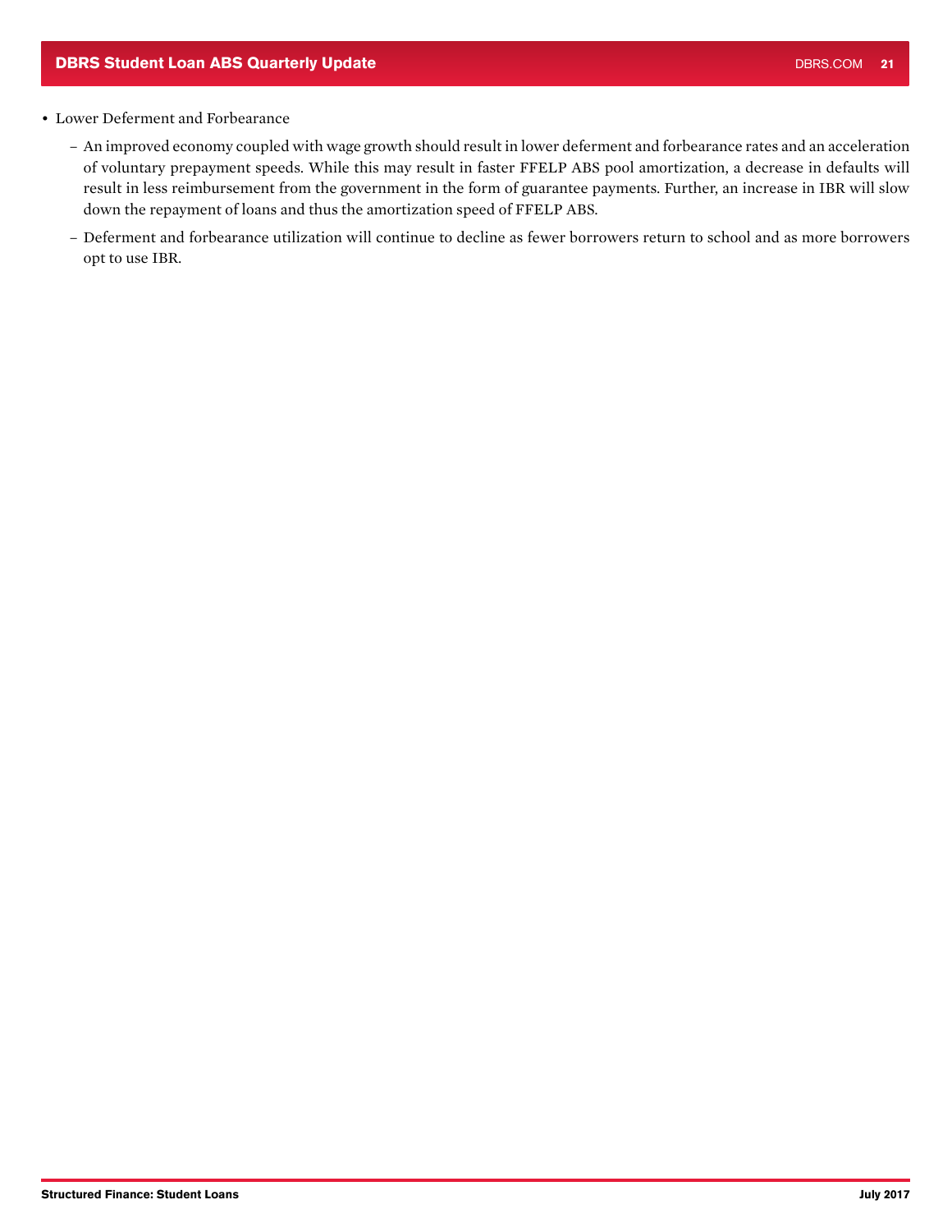- Lower Deferment and Forbearance
  - An improved economy coupled with wage growth should result in lower deferment and forbearance rates and an acceleration of voluntary prepayment speeds. While this may result in faster FFELP ABS pool amortization, a decrease in defaults will result in less reimbursement from the government in the form of guarantee payments. Further, an increase in IBR will slow down the repayment of loans and thus the amortization speed of FFELP ABS.
  - Deferment and forbearance utilization will continue to decline as fewer borrowers return to school and as more borrowers opt to use IBR.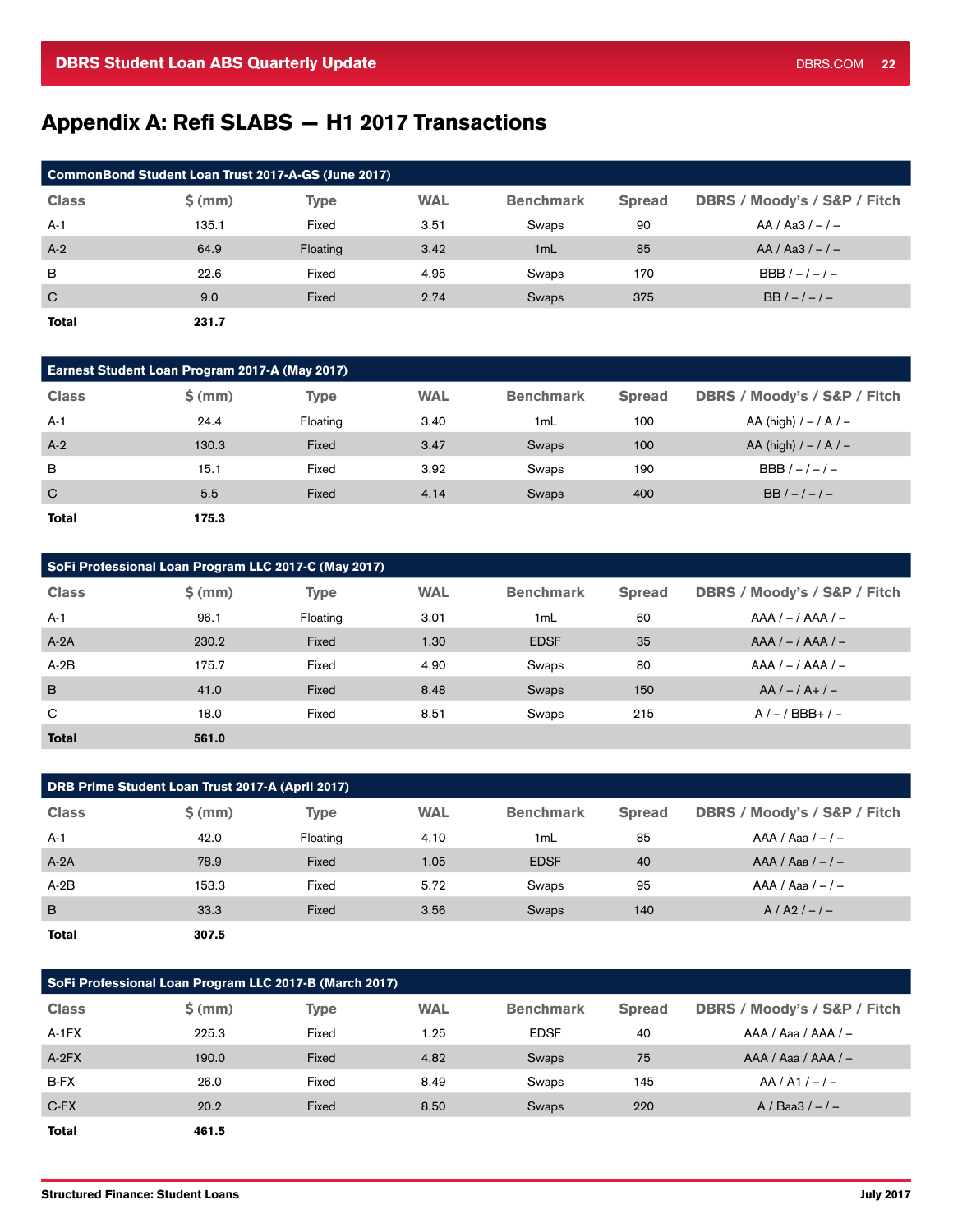# Appendix A: Refi SLABS — H1 2017 Transactions

| CommonBond Student Loan Trust 2017-A-GS (June 2017) | | | | | | |
|---|---|---|---|---|---|---|
| **Class** | **$ (mm)** | **Type** | **WAL** | **Benchmark** | **Spread** | **DBRS / Moody's / S&P / Fitch** |
| A-1 | 135.1 | Fixed | 3.51 | Swaps | 90 | AA / Aa3 / – / – |
| A-2 | 64.9 | Floating | 3.42 | 1mL | 85 | AA / Aa3 / – / – |
| B | 22.6 | Fixed | 4.95 | Swaps | 170 | BBB / – / – / – |
| C | 9.0 | Fixed | 2.74 | Swaps | 375 | BB / – / – / – |
| **Total** | **231.7** | | | | | |

| Earnest Student Loan Program 2017-A (May 2017) | | | | | | |
|---|---|---|---|---|---|---|
| **Class** | **$ (mm)** | **Type** | **WAL** | **Benchmark** | **Spread** | **DBRS / Moody's / S&P / Fitch** |
| A-1 | 24.4 | Floating | 3.40 | 1mL | 100 | AA (high) / – / A / – |
| A-2 | 130.3 | Fixed | 3.47 | Swaps | 100 | AA (high) / – / A / – |
| B | 15.1 | Fixed | 3.92 | Swaps | 190 | BBB / – / – / – |
| C | 5.5 | Fixed | 4.14 | Swaps | 400 | BB / – / – / – |
| **Total** | **175.3** | | | | | |

| SoFi Professional Loan Program LLC 2017-C (May 2017) | | | | | | |
|---|---|---|---|---|---|---|
| **Class** | **$ (mm)** | **Type** | **WAL** | **Benchmark** | **Spread** | **DBRS / Moody's / S&P / Fitch** |
| A-1 | 96.1 | Floating | 3.01 | 1mL | 60 | AAA / – / AAA / – |
| A-2A | 230.2 | Fixed | 1.30 | EDSF | 35 | AAA / – / AAA / – |
| A-2B | 175.7 | Fixed | 4.90 | Swaps | 80 | AAA / – / AAA / – |
| B | 41.0 | Fixed | 8.48 | Swaps | 150 | AA / – / A+ / – |
| C | 18.0 | Fixed | 8.51 | Swaps | 215 | A / – / BBB+ / – |
| **Total** | **561.0** | | | | | |

| DRB Prime Student Loan Trust 2017-A (April 2017) | | | | | | |
|---|---|---|---|---|---|---|
| **Class** | **$ (mm)** | **Type** | **WAL** | **Benchmark** | **Spread** | **DBRS / Moody's / S&P / Fitch** |
| A-1 | 42.0 | Floating | 4.10 | 1mL | 85 | AAA / Aaa / – / – |
| A-2A | 78.9 | Fixed | 1.05 | EDSF | 40 | AAA / Aaa / – / – |
| A-2B | 153.3 | Fixed | 5.72 | Swaps | 95 | AAA / Aaa / – / – |
| B | 33.3 | Fixed | 3.56 | Swaps | 140 | A / A2 / – / – |
| **Total** | **307.5** | | | | | |

| SoFi Professional Loan Program LLC 2017-B (March 2017) | | | | | | |
|---|---|---|---|---|---|---|
| **Class** | **$ (mm)** | **Type** | **WAL** | **Benchmark** | **Spread** | **DBRS / Moody's / S&P / Fitch** |
| A-1FX | 225.3 | Fixed | 1.25 | EDSF | 40 | AAA / Aaa / AAA / – |
| A-2FX | 190.0 | Fixed | 4.82 | Swaps | 75 | AAA / Aaa / AAA / – |
| B-FX | 26.0 | Fixed | 8.49 | Swaps | 145 | AA / A1 / – / – |
| C-FX | 20.2 | Fixed | 8.50 | Swaps | 220 | A / Baa3 / – / – |
| **Total** | **461.5** | | | | | |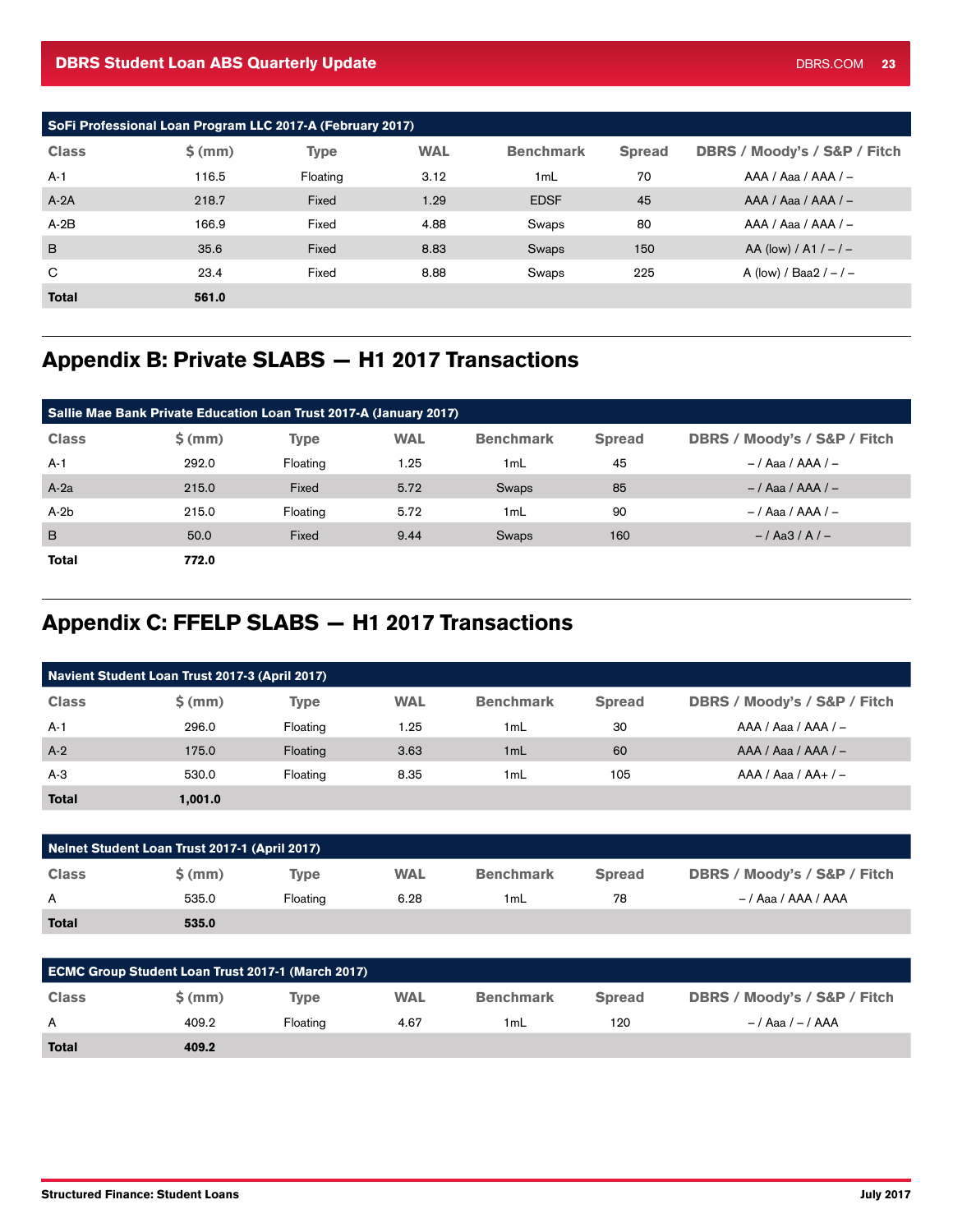| SoFi Professional Loan Program LLC 2017-A (February 2017) | | | | | | |
|---|---|---|---|---|---|---|
| **Class** | **$ (mm)** | **Type** | **WAL** | **Benchmark** | **Spread** | **DBRS / Moody's / S&P / Fitch** |
| A-1 | 116.5 | Floating | 3.12 | 1mL | 70 | AAA / Aaa / AAA / – |
| A-2A | 218.7 | Fixed | 1.29 | EDSF | 45 | AAA / Aaa / AAA / – |
| A-2B | 166.9 | Fixed | 4.88 | Swaps | 80 | AAA / Aaa / AAA / – |
| B | 35.6 | Fixed | 8.83 | Swaps | 150 | AA (low) / A1 / – / – |
| C | 23.4 | Fixed | 8.88 | Swaps | 225 | A (low) / Baa2 / – / – |
| **Total** | **561.0** | | | | | |

## Appendix B: Private SLABS — H1 2017 Transactions

| Sallie Mae Bank Private Education Loan Trust 2017-A (January 2017) | | | | | | |
|---|---|---|---|---|---|---|
| **Class** | **$ (mm)** | **Type** | **WAL** | **Benchmark** | **Spread** | **DBRS / Moody's / S&P / Fitch** |
| A-1 | 292.0 | Floating | 1.25 | 1mL | 45 | – / Aaa / AAA / – |
| A-2a | 215.0 | Fixed | 5.72 | Swaps | 85 | – / Aaa / AAA / – |
| A-2b | 215.0 | Floating | 5.72 | 1mL | 90 | – / Aaa / AAA / – |
| B | 50.0 | Fixed | 9.44 | Swaps | 160 | – / Aa3 / A / – |
| **Total** | **772.0** | | | | | |

## Appendix C: FFELP SLABS — H1 2017 Transactions

| Navient Student Loan Trust 2017-3 (April 2017) | | | | | | |
|---|---|---|---|---|---|---|
| **Class** | **$ (mm)** | **Type** | **WAL** | **Benchmark** | **Spread** | **DBRS / Moody's / S&P / Fitch** |
| A-1 | 296.0 | Floating | 1.25 | 1mL | 30 | AAA / Aaa / AAA / – |
| A-2 | 175.0 | Floating | 3.63 | 1mL | 60 | AAA / Aaa / AAA / – |
| A-3 | 530.0 | Floating | 8.35 | 1mL | 105 | AAA / Aaa / AA+ / – |
| **Total** | **1,001.0** | | | | | |

| Nelnet Student Loan Trust 2017-1 (April 2017) | | | | | | |
|---|---|---|---|---|---|---|
| **Class** | **$ (mm)** | **Type** | **WAL** | **Benchmark** | **Spread** | **DBRS / Moody's / S&P / Fitch** |
| A | 535.0 | Floating | 6.28 | 1mL | 78 | – / Aaa / AAA / AAA |
| **Total** | **535.0** | | | | | |

| ECMC Group Student Loan Trust 2017-1 (March 2017) | | | | | | |
|---|---|---|---|---|---|---|
| **Class** | **$ (mm)** | **Type** | **WAL** | **Benchmark** | **Spread** | **DBRS / Moody's / S&P / Fitch** |
| A | 409.2 | Floating | 4.67 | 1mL | 120 | – / Aaa / – / AAA |
| **Total** | **409.2** | | | | | |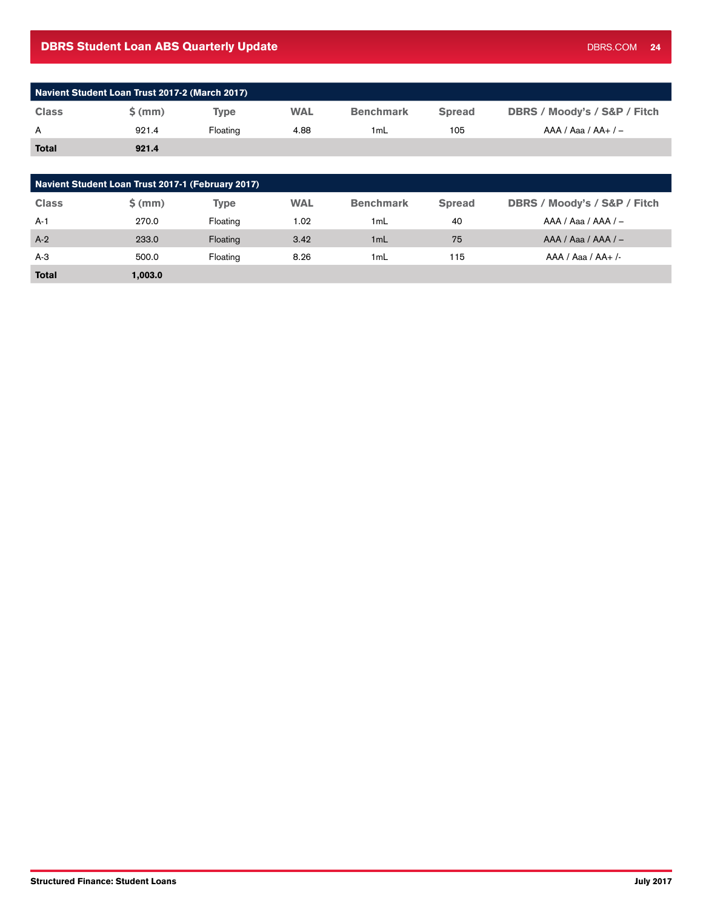| Navient Student Loan Trust 2017-2 (March 2017) | | | | | | |
|---|---|---|---|---|---|---|
| Class | $ (mm) | Type | WAL | Benchmark | Spread | DBRS / Moody's / S&P / Fitch |
| A | 921.4 | Floating | 4.88 | 1mL | 105 | AAA / Aaa / AA+ / – |
| **Total** | **921.4** | | | | | |

| Navient Student Loan Trust 2017-1 (February 2017) | | | | | | |
|---|---|---|---|---|---|---|
| Class | $ (mm) | Type | WAL | Benchmark | Spread | DBRS / Moody's / S&P / Fitch |
| A-1 | 270.0 | Floating | 1.02 | 1mL | 40 | AAA / Aaa / AAA / – |
| A-2 | 233.0 | Floating | 3.42 | 1mL | 75 | AAA / Aaa / AAA / – |
| A-3 | 500.0 | Floating | 8.26 | 1mL | 115 | AAA / Aaa / AA+ /- |
| **Total** | **1,003.0** | | | | | |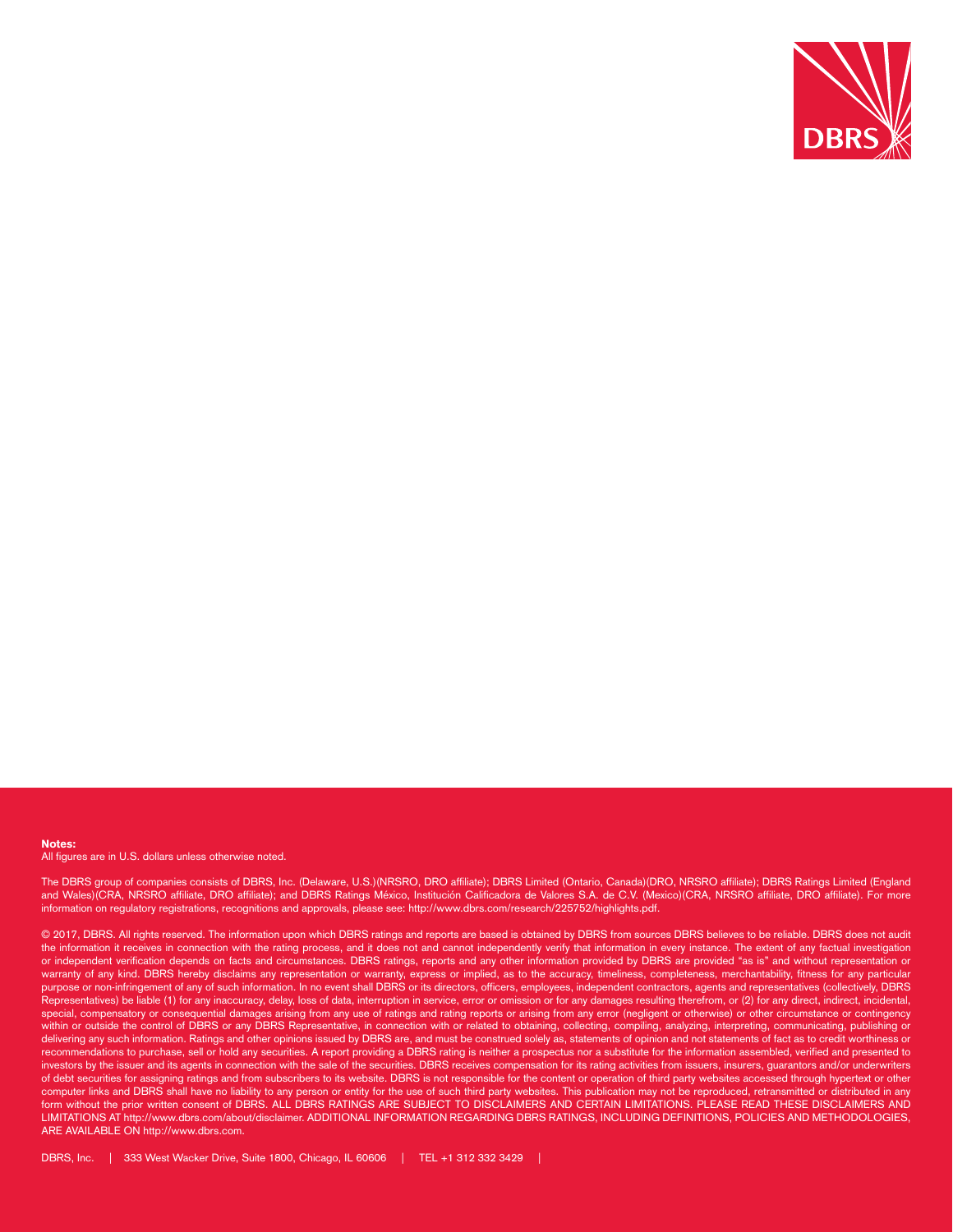**Notes:**
All figures are in U.S. dollars unless otherwise noted.

The DBRS group of companies consists of DBRS, Inc. (Delaware, U.S.)(NRSRO, DRO affiliate); DBRS Limited (Ontario, Canada)(DRO, NRSRO affiliate); DBRS Ratings Limited (England and Wales)(CRA, NRSRO affiliate, DRO affiliate); and DBRS Ratings México, Institución Calificadora de Valores S.A. de C.V. (Mexico)(CRA, NRSRO affiliate, DRO affiliate). For more information on regulatory registrations, recognitions and approvals, please see: http://www.dbrs.com/research/225752/highlights.pdf.

© 2017, DBRS. All rights reserved. The information upon which DBRS ratings and reports are based is obtained by DBRS from sources DBRS believes to be reliable. DBRS does not audit the information it receives in connection with the rating process, and it does not and cannot independently verify that information in every instance. The extent of any factual investigation or independent verification depends on facts and circumstances. DBRS ratings, reports and any other information provided by DBRS are provided "as is" and without representation or warranty of any kind. DBRS hereby disclaims any representation or warranty, express or implied, as to the accuracy, timeliness, completeness, merchantability, fitness for any particular purpose or non-infringement of any of such information. In no event shall DBRS or its directors, officers, employees, independent contractors, agents and representatives (collectively, DBRS Representatives) be liable (1) for any inaccuracy, delay, loss of data, interruption in service, error or omission or for any damages resulting therefrom, or (2) for any direct, indirect, incidental, special, compensatory or consequential damages arising from any use of ratings and rating reports or arising from any error (negligent or otherwise) or other circumstance or contingency within or outside the control of DBRS or any DBRS Representative, in connection with or related to obtaining, collecting, compiling, analyzing, interpreting, communicating, publishing or delivering any such information. Ratings and other opinions issued by DBRS are, and must be construed solely as, statements of opinion and not statements of fact as to credit worthiness or recommendations to purchase, sell or hold any securities. A report providing a DBRS rating is neither a prospectus nor a substitute for the information assembled, verified and presented to investors by the issuer and its agents in connection with the sale of the securities. DBRS receives compensation for its rating activities from issuers, insurers, guarantors and/or underwriters of debt securities for assigning ratings and from subscribers to its website. DBRS is not responsible for the content or operation of third party websites accessed through hypertext or other computer links and DBRS shall have no liability to any person or entity for the use of such third party websites. This publication may not be reproduced, retransmitted or distributed in any form without the prior written consent of DBRS. ALL DBRS RATINGS ARE SUBJECT TO DISCLAIMERS AND CERTAIN LIMITATIONS. PLEASE READ THESE DISCLAIMERS AND LIMITATIONS AT http://www.dbrs.com/about/disclaimer. ADDITIONAL INFORMATION REGARDING DBRS RATINGS, INCLUDING DEFINITIONS, POLICIES AND METHODOLOGIES, ARE AVAILABLE ON http://www.dbrs.com.

DBRS, Inc. | 333 West Wacker Drive, Suite 1800, Chicago, IL 60606 | TEL +1 312 332 3429 |